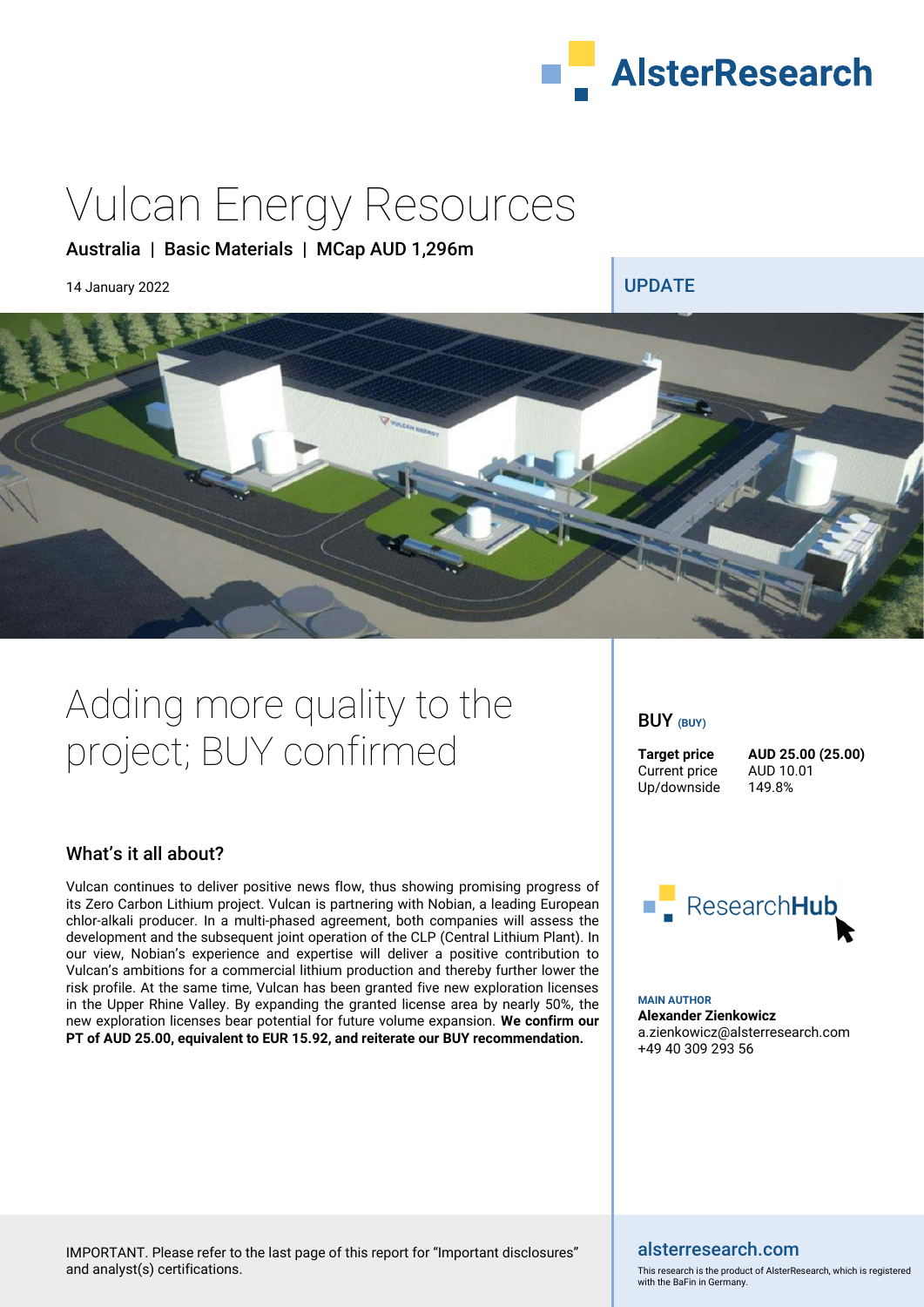# Vulcan Energy Resources

**Australia | Basic Materials | MCap AUD 1,296m**

14 January 2022

UPDATE

## Adding more quality to the project; BUY confirmed

### What's it all about?

Vulcan continues to deliver positive news flow, thus showing promising progress of its Zero Carbon Lithium project. Vulcan is partnering with Nobian, a leading European chlor-alkali producer. In a multi-phased agreement, both companies will assess the development and the subsequent joint operation of the CLP (Central Lithium Plant). In our view, Nobian's experience and expertise will deliver a positive contribution to Vulcan's ambitions for a commercial lithium production and thereby further lower the risk profile. At the same time, Vulcan has been granted five new exploration licenses in the Upper Rhine Valley. By expanding the granted license area by nearly 50%, the new exploration licenses bear potential for future volume expansion. **We confirm our PT of AUD 25.00, equivalent to EUR 15.92, and reiterate our BUY recommendation.**

**BUY** (BUY)

| | |
|---|---|
| **Target price** | **AUD 25.00 (25.00)** |
| Current price | AUD 10.01 |
| Up/downside | 149.8% |

ResearchHub

**MAIN AUTHOR**
**Alexander Zienkowicz**
a.zienkowicz@alsterresearch.com
+49 40 309 293 56

IMPORTANT. Please refer to the last page of this report for "Important disclosures" and analyst(s) certifications.

alsterresearch.com

This research is the product of AlsterResearch, which is registered with the BaFin in Germany.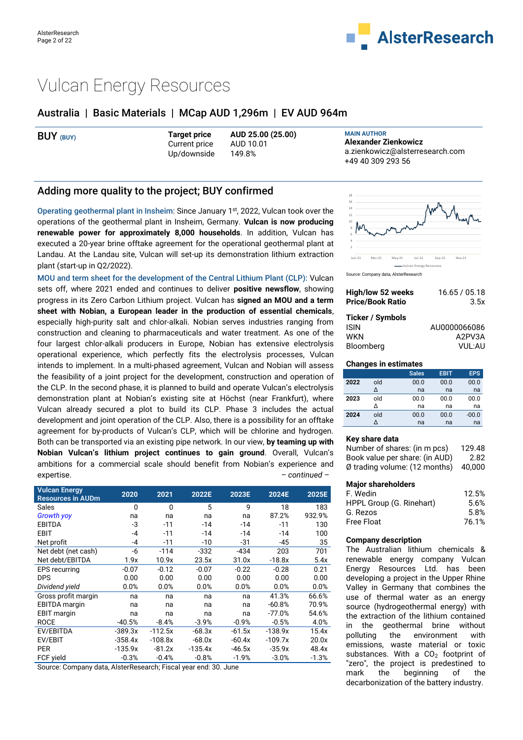# Vulcan Energy Resources

## Australia | Basic Materials | MCap AUD 1,296m | EV AUD 964m

| BUY (BUY) | Target price | AUD 25.00 (25.00) |
|---|---|---|
| | Current price | AUD 10.01 |
| | Up/downside | 149.8% |

MAIN AUTHOR
**Alexander Zienkowicz**
a.zienkowicz@alsterresearch.com
+49 40 309 293 56

## Adding more quality to the project; BUY confirmed

Operating geothermal plant in Insheim: Since January 1st, 2022, Vulcan took over the operations of the geothermal plant in Insheim, Germany. **Vulcan is now producing renewable power for approximately 8,000 households**. In addition, Vulcan has executed a 20-year brine offtake agreement for the operational geothermal plant at Landau. At the Landau site, Vulcan will set-up its demonstration lithium extraction plant (start-up in Q2/2022).

MOU and term sheet for the development of the Central Lithium Plant (CLP): Vulcan sets off, where 2021 ended and continues to deliver **positive newsflow**, showing progress in its Zero Carbon Lithium project. Vulcan has **signed an MOU and a term sheet with Nobian, a European leader in the production of essential chemicals**, especially high-purity salt and chlor-alkali. Nobian serves industries ranging from construction and cleaning to pharmaceuticals and water treatment. As one of the four largest chlor-alkali producers in Europe, Nobian has extensive electrolysis operational experience, which perfectly fits the electrolysis processes, Vulcan intends to implement. In a multi-phased agreement, Vulcan and Nobian will assess the feasibility of a joint project for the development, construction and operation of the CLP. In the second phase, it is planned to build and operate Vulcan's electrolysis demonstration plant at Nobian's existing site at Höchst (near Frankfurt), where Vulcan already secured a plot to build its CLP. Phase 3 includes the actual development and joint operation of the CLP. Also, there is a possibility for an offtake agreement for by-products of Vulcan's CLP, which will be chlorine and hydrogen. Both can be transported via an existing pipe network. In our view, **by teaming up with Nobian Vulcan's lithium project continues to gain ground**. Overall, Vulcan's ambitions for a commercial scale should benefit from Nobian's experience and expertise.

*– continued –*

| Vulcan Energy Resources in AUDm | 2020 | 2021 | 2022E | 2023E | 2024E | 2025E |
|---|---|---|---|---|---|---|
| Sales | 0 | 0 | 5 | 9 | 18 | 183 |
| *Growth yoy* | na | na | na | na | 87.2% | 932.9% |
| EBITDA | -3 | -11 | -14 | -14 | -11 | 130 |
| EBIT | -4 | -11 | -14 | -14 | -14 | 100 |
| Net profit | -4 | -11 | -10 | -31 | -45 | 35 |
| Net debt (net cash) | -6 | -114 | -332 | -434 | 203 | 701 |
| Net debt/EBITDA | 1.9x | 10.9x | 23.5x | 31.0x | -18.8x | 5.4x |
| EPS recurring | -0.07 | -0.12 | -0.07 | -0.22 | -0.28 | 0.21 |
| DPS | 0.00 | 0.00 | 0.00 | 0.00 | 0.00 | 0.00 |
| *Dividend yield* | 0.0% | 0.0% | 0.0% | 0.0% | 0.0% | 0.0% |
| Gross profit margin | na | na | na | na | 41.3% | 66.6% |
| EBITDA margin | na | na | na | na | -60.8% | 70.9% |
| EBIT margin | na | na | na | na | -77.0% | 54.6% |
| ROCE | -40.5% | -8.4% | -3.9% | -0.9% | -0.5% | 4.0% |
| EV/EBITDA | -389.3x | -112.5x | -68.3x | -61.5x | -138.9x | 15.4x |
| EV/EBIT | -358.4x | -108.8x | -68.0x | -60.4x | -109.7x | 20.0x |
| PER | -135.9x | -81.2x | -135.4x | -46.5x | -35.9x | 48.4x |
| FCF yield | -0.3% | -0.4% | -0.8% | -1.9% | -3.0% | -1.3% |

Source: Company data, AlsterResearch; Fiscal year end: 30. June

Source: Company data, AlsterResearch

| High/low 52 weeks | 16.65 / 05.18 |
|---|---|
| Price/Book Ratio | 3.5x |

**Ticker / Symbols**

| ISIN | AU0000066086 |
|---|---|
| WKN | A2PV3A |
| Bloomberg | VUL:AU |

**Changes in estimates**

| | | Sales | EBIT | EPS |
|---|---|---|---|---|
| 2022 | old | 00.0 | 00.0 | 00.0 |
| | Δ | na | na | na |
| 2023 | old | 00.0 | 00.0 | 00.0 |
| | Δ | na | na | na |
| 2024 | old | 00.0 | 00.0 | -00.0 |
| | Δ | na | na | na |

**Key share data**

| Number of shares: (in m pcs) | 129.48 |
|---|---|
| Book value per share: (in AUD) | 2.82 |
| Ø trading volume: (12 months) | 40,000 |

**Major shareholders**

| F. Wedin | 12.5% |
|---|---|
| HPPL Group (G. Rinehart) | 5.6% |
| G. Rezos | 5.8% |
| Free Float | 76.1% |

**Company description**

The Australian lithium chemicals & renewable energy company Vulcan Energy Resources Ltd. has been developing a project in the Upper Rhine Valley in Germany that combines the use of thermal water as an energy source (hydrogeothermal energy) with the extraction of the lithium contained in the geothermal brine without polluting the environment with emissions, waste material or toxic substances. With a $CO_2$ footprint of "zero", the project is predestined to mark the beginning of the decarbonization of the battery industry.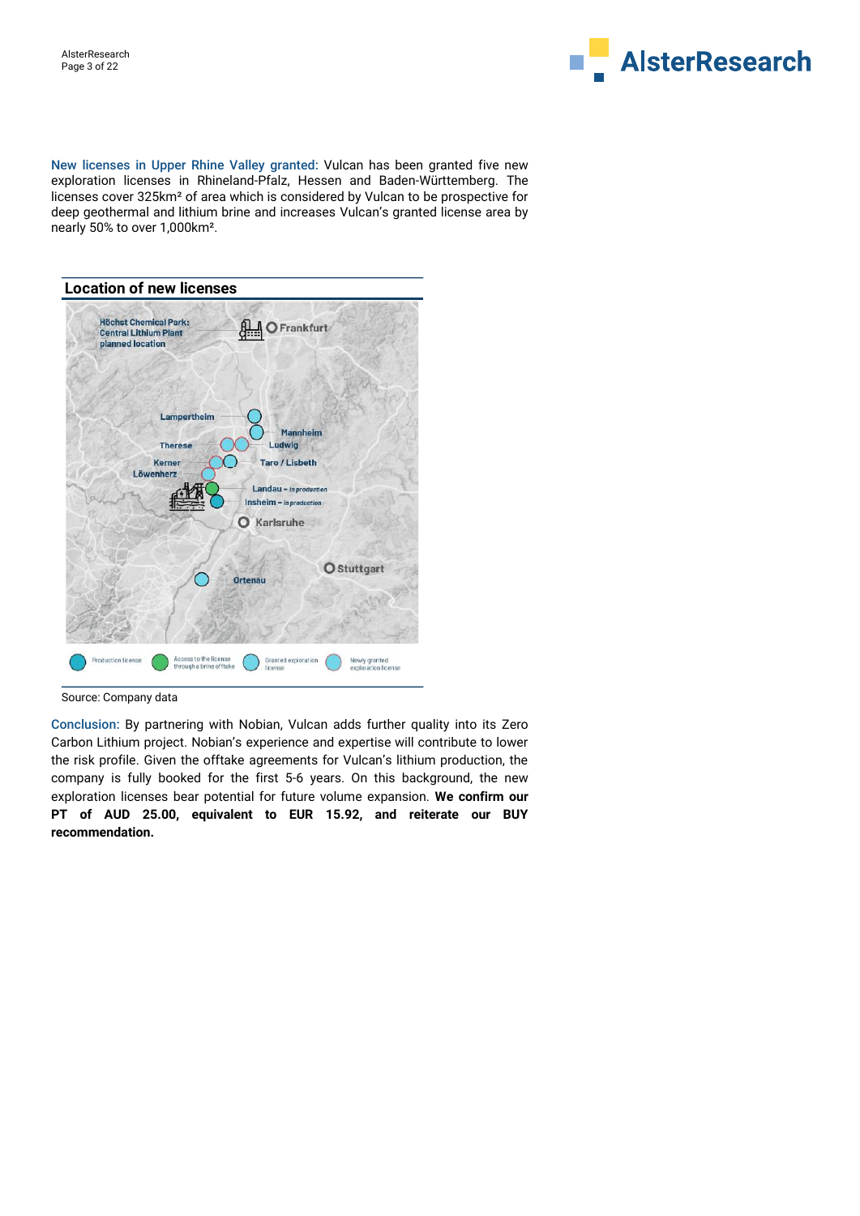**New licenses in Upper Rhine Valley granted:** Vulcan has been granted five new exploration licenses in Rhineland-Pfalz, Hessen and Baden-Württemberg. The licenses cover 325km² of area which is considered by Vulcan to be prospective for deep geothermal and lithium brine and increases Vulcan's granted license area by nearly 50% to over 1,000km².

**Location of new licenses**

Source: Company data

**Conclusion:** By partnering with Nobian, Vulcan adds further quality into its Zero Carbon Lithium project. Nobian's experience and expertise will contribute to lower the risk profile. Given the offtake agreements for Vulcan's lithium production, the company is fully booked for the first 5-6 years. On this background, the new exploration licenses bear potential for future volume expansion. **We confirm our PT of AUD 25.00, equivalent to EUR 15.92, and reiterate our BUY recommendation.**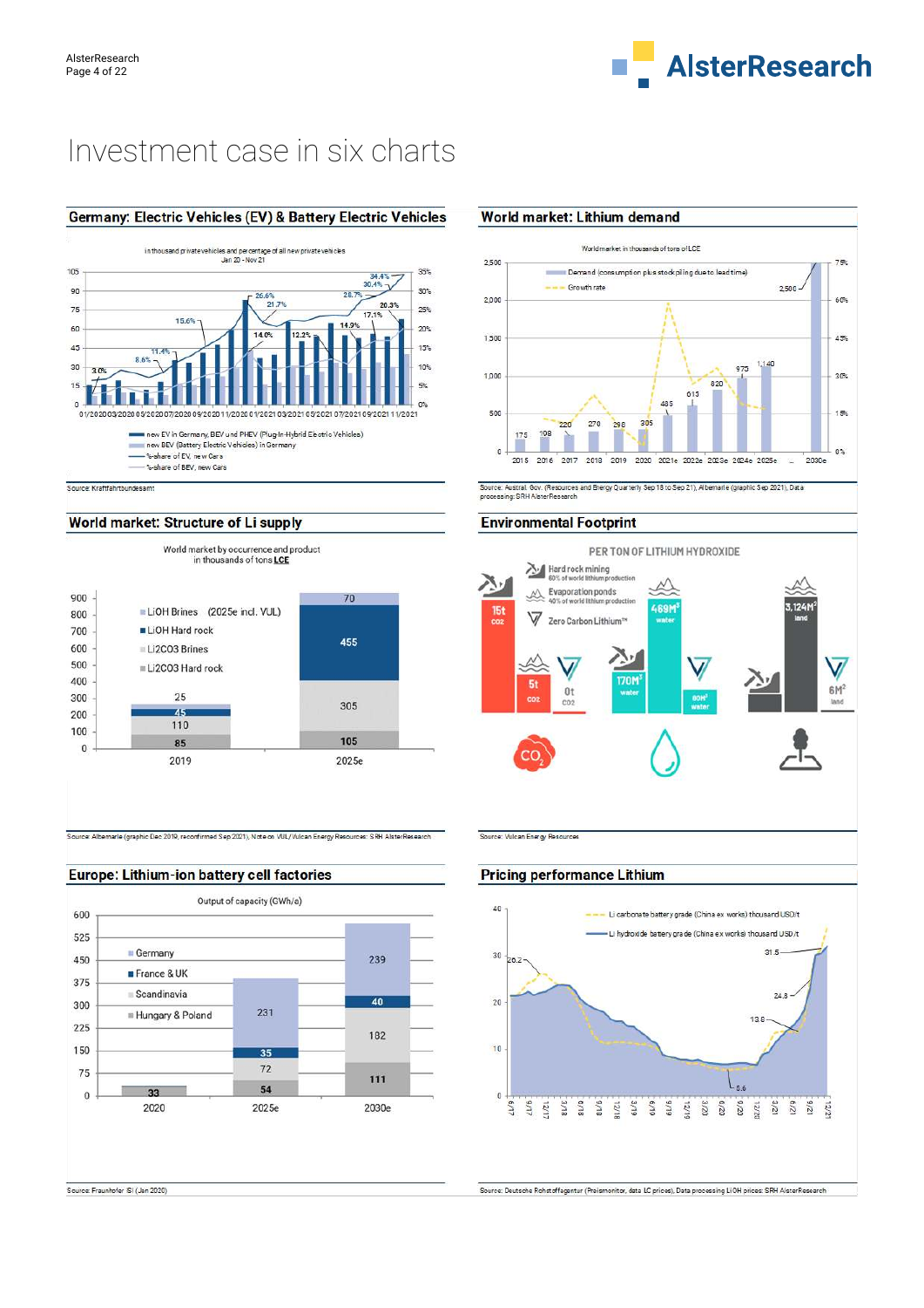# Investment case in six charts

## Germany: Electric Vehicles (EV) & Battery Electric Vehicles

in thousand private vehicles and percentage of all new private vehicles
Jan 20 - Nov 21

- new EV in Germany, BEV und PHEV (Plug-In-Hybrid Electric Vehicles)
- new BEV (Battery Electric Vehicles) in Germany
- %-share of EV, new Cars
- %-share of BEV, new Cars

Source: Kraftfahrtbundesamt

## World market: Lithium demand

World market in thousands of tons of LCE

- Demand (consumption plus stockpiling due to lead time)
- Growth rate

| Year | Demand |
|---|---|
| 2015 | 175 |
| 2016 | 198 |
| 2017 | 220 |
| 2018 | 270 |
| 2019 | 298 |
| 2020 | 305 |
| 2021e | 485 |
| 2022e | 615 |
| 2023e | 820 |
| 2024e | 975 |
| 2025e | 1,140 |
| 2030e | 2,500 |

Source: Austral. Gov. (Resources and Energy Quarterly Sep 18 to Sep 21), Albemarle (graphic Sep 2021), Data processing: SRH AlsterResearch

## World market: Structure of Li supply

World market by occurrence and product
in thousands of tons LCE

| | 2019 | 2025e |
|---|---|---|
| LiOH Brines (2025e incl. VUL) | 25 | 70 |
| LiOH Hard rock | 45 | 455 |
| Li2CO3 Brines | 110 | 305 |
| Li2CO3 Hard rock | 85 | 105 |

Source: Albemarle (graphic Dec 2019, reconfirmed Sep 2021), Note on VUL/Vulcan Energy Resources: SRH AlsterResearch

## Environmental Footprint

PER TON OF LITHIUM HYDROXIDE

- Hard rock mining: 60% of world lithium production
- Evaporation ponds: 40% of world lithium production
- Zero Carbon Lithium™

| | Hard rock mining | Evaporation ponds | Zero Carbon Lithium™ |
|---|---|---|---|
| $CO_2$ | 15t | 5t | 0t |
| Water | 170M³ | 469M³ | 80M³ |
| Land | 3,124M² | | 6M² |

Source: Vulcan Energy Resources

## Europe: Lithium-ion battery cell factories

Output of capacity (GWh/a)

| | 2020 | 2025e | 2030e |
|---|---|---|---|
| Germany | | 231 | 239 |
| France & UK | | 35 | 40 |
| Scandinavia | | 72 | 182 |
| Hungary & Poland | 33 | 54 | 111 |

Source: Fraunhofer ISI (Jan 2020)

## Pricing performance Lithium

- Li carbonate battery grade (China ex works) thousand USD/t
- Li hydroxide battery grade (China ex works) thousand USD/t

Labelled values: 26.2, 5.6, 13.8, 24.8, 31.5

Source: Deutsche Rohstoffagentur (Preismonitor, data LC prices), Data processing LiOH prices: SRH AlsterResearch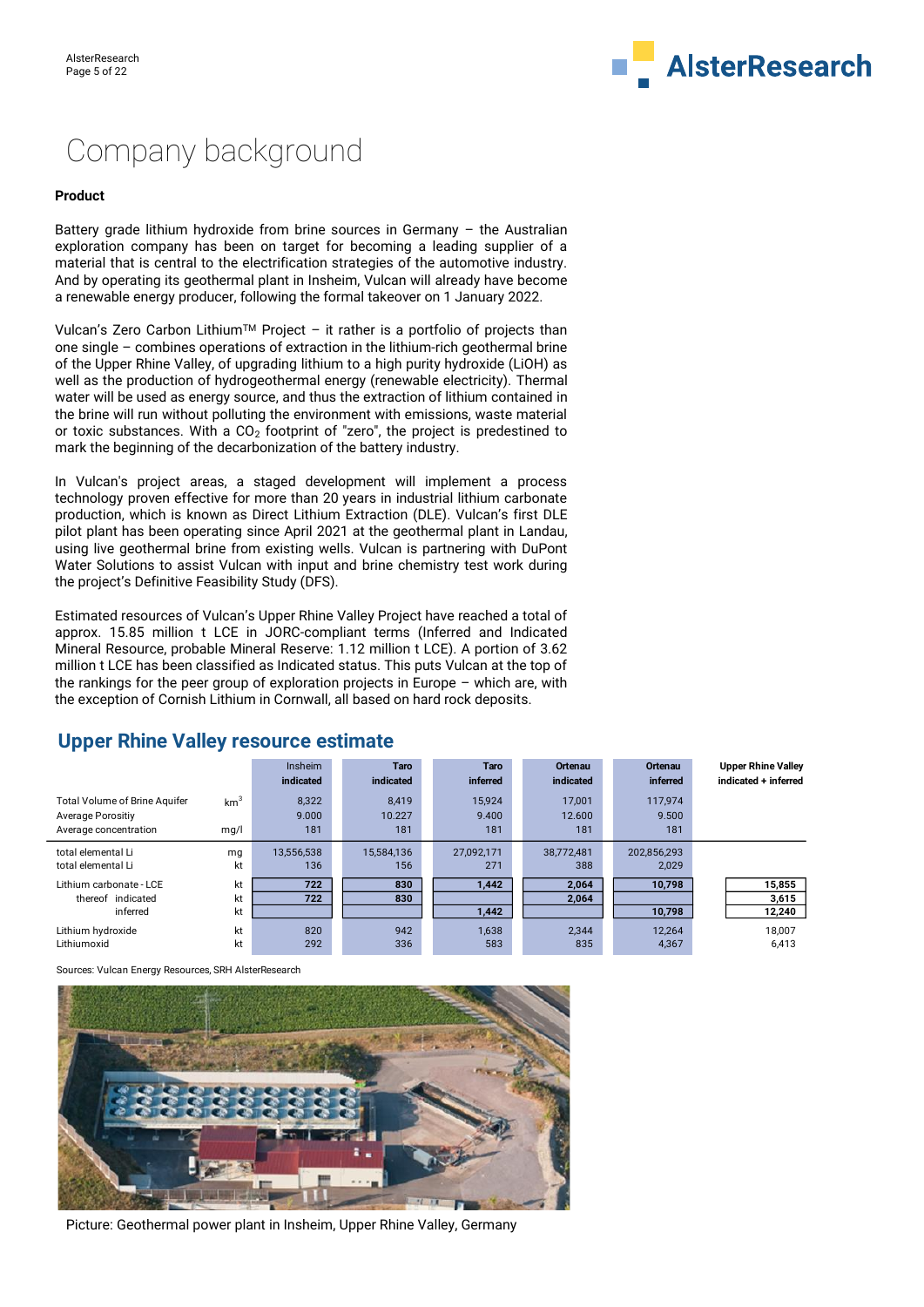# Company background

**Product**

Battery grade lithium hydroxide from brine sources in Germany – the Australian exploration company has been on target for becoming a leading supplier of a material that is central to the electrification strategies of the automotive industry. And by operating its geothermal plant in Insheim, Vulcan will already have become a renewable energy producer, following the formal takeover on 1 January 2022.

Vulcan's Zero Carbon Lithium™ Project – it rather is a portfolio of projects than one single – combines operations of extraction in the lithium-rich geothermal brine of the Upper Rhine Valley, of upgrading lithium to a high purity hydroxide (LiOH) as well as the production of hydrogeothermal energy (renewable electricity). Thermal water will be used as energy source, and thus the extraction of lithium contained in the brine will run without polluting the environment with emissions, waste material or toxic substances. With a $CO_2$ footprint of "zero", the project is predestined to mark the beginning of the decarbonization of the battery industry.

In Vulcan's project areas, a staged development will implement a process technology proven effective for more than 20 years in industrial lithium carbonate production, which is known as Direct Lithium Extraction (DLE). Vulcan's first DLE pilot plant has been operating since April 2021 at the geothermal plant in Landau, using live geothermal brine from existing wells. Vulcan is partnering with DuPont Water Solutions to assist Vulcan with input and brine chemistry test work during the project's Definitive Feasibility Study (DFS).

Estimated resources of Vulcan's Upper Rhine Valley Project have reached a total of approx. 15.85 million t LCE in JORC-compliant terms (Inferred and Indicated Mineral Resource, probable Mineral Reserve: 1.12 million t LCE). A portion of 3.62 million t LCE has been classified as Indicated status. This puts Vulcan at the top of the rankings for the peer group of exploration projects in Europe – which are, with the exception of Cornish Lithium in Cornwall, all based on hard rock deposits.

## Upper Rhine Valley resource estimate

| | | Insheim indicated | Taro indicated | Taro inferred | Ortenau indicated | Ortenau inferred | Upper Rhine Valley indicated + inferred |
|---|---|---|---|---|---|---|---|
| Total Volume of Brine Aquifer | $km^3$ | 8,322 | 8,419 | 15,924 | 17,001 | 117,974 | |
| Average Porositiy | | 9.000 | 10.227 | 9.400 | 12.600 | 9.500 | |
| Average concentration | mg/l | 181 | 181 | 181 | 181 | 181 | |
| total elemental Li | mg | 13,556,538 | 15,584,136 | 27,092,171 | 38,772,481 | 202,856,293 | |
| total elemental Li | kt | 136 | 156 | 271 | 388 | 2,029 | |
| Lithium carbonate - LCE | kt | **722** | **830** | **1,442** | **2,064** | **10,798** | **15,855** |
| thereof indicated | kt | **722** | **830** | | **2,064** | | **3,615** |
| inferred | kt | | | **1,442** | | **10,798** | **12,240** |
| Lithium hydroxide | kt | 820 | 942 | 1,638 | 2,344 | 12,264 | 18,007 |
| Lithiumoxid | kt | 292 | 336 | 583 | 835 | 4,367 | 6,413 |

Sources: Vulcan Energy Resources, SRH AlsterResearch

Picture: Geothermal power plant in Insheim, Upper Rhine Valley, Germany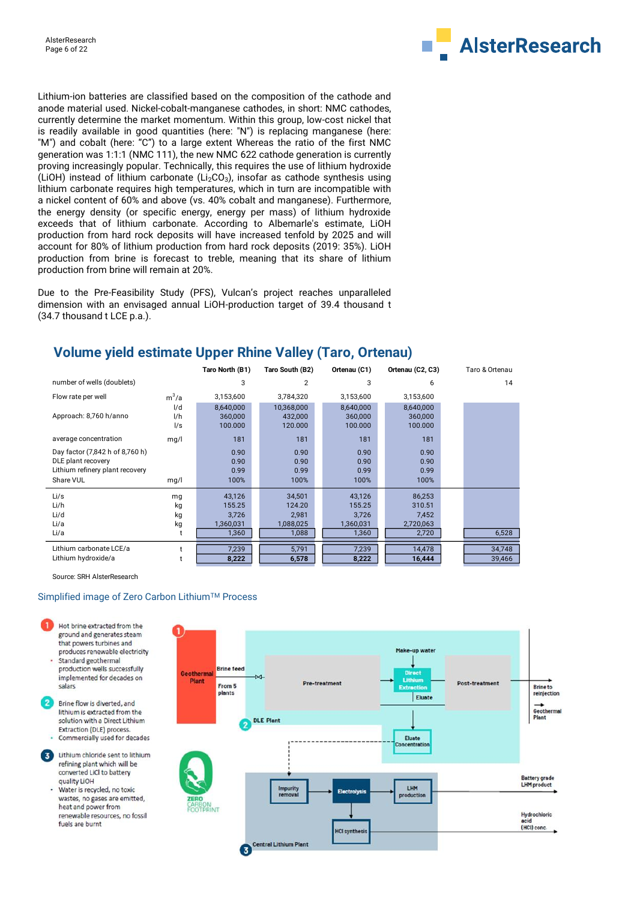Lithium-ion batteries are classified based on the composition of the cathode and anode material used. Nickel-cobalt-manganese cathodes, in short: NMC cathodes, currently determine the market momentum. Within this group, low-cost nickel that is readily available in good quantities (here: "N") is replacing manganese (here: "M") and cobalt (here: "C") to a large extent Whereas the ratio of the first NMC generation was 1:1:1 (NMC 111), the new NMC 622 cathode generation is currently proving increasingly popular. Technically, this requires the use of lithium hydroxide (LiOH) instead of lithium carbonate ($Li_2CO_3$), insofar as cathode synthesis using lithium carbonate requires high temperatures, which in turn are incompatible with a nickel content of 60% and above (vs. 40% cobalt and manganese). Furthermore, the energy density (or specific energy, energy per mass) of lithium hydroxide exceeds that of lithium carbonate. According to Albemarle's estimate, LiOH production from hard rock deposits will have increased tenfold by 2025 and will account for 80% of lithium production from hard rock deposits (2019: 35%). LiOH production from brine is forecast to treble, meaning that its share of lithium production from brine will remain at 20%.

Due to the Pre-Feasibility Study (PFS), Vulcan's project reaches unparalleled dimension with an envisaged annual LiOH-production target of 39.4 thousand t (34.7 thousand t LCE p.a.).

## Volume yield estimate Upper Rhine Valley (Taro, Ortenau)

| | | Taro North (B1) | Taro South (B2) | Ortenau (C1) | Ortenau (C2, C3) | Taro & Ortenau |
|---|---|---|---|---|---|---|
| number of wells (doublets) | | 3 | 2 | 3 | 6 | 14 |
| Flow rate per well | $m^3/a$ | 3,153,600 | 3,784,320 | 3,153,600 | 3,153,600 | |
| | l/d | 8,640,000 | 10,368,000 | 8,640,000 | 8,640,000 | |
| Approach: 8,760 h/anno | l/h | 360,000 | 432,000 | 360,000 | 360,000 | |
| | l/s | 100.000 | 120.000 | 100.000 | 100.000 | |
| average concentration | mg/l | 181 | 181 | 181 | 181 | |
| Day factor (7,842 h of 8,760 h) | | 0.90 | 0.90 | 0.90 | 0.90 | |
| DLE plant recovery | | 0.90 | 0.90 | 0.90 | 0.90 | |
| Lithium refinery plant recovery | | 0.99 | 0.99 | 0.99 | 0.99 | |
| Share VUL | mg/l | 100% | 100% | 100% | 100% | |
| Li/s | mg | 43,126 | 34,501 | 43,126 | 86,253 | |
| Li/h | kg | 155.25 | 124.20 | 155.25 | 310.51 | |
| Li/d | kg | 3,726 | 2,981 | 3,726 | 7,452 | |
| Li/a | kg | 1,360,031 | 1,088,025 | 1,360,031 | 2,720,063 | |
| Li/a | t | 1,360 | 1,088 | 1,360 | 2,720 | 6,528 |
| Lithium carbonate LCE/a | t | 7,239 | 5,791 | 7,239 | 14,478 | 34,748 |
| Lithium hydroxide/a | t | **8,222** | **6,578** | **8,222** | **16,444** | 39,466 |

Source: SRH AlsterResearch

Simplified image of Zero Carbon Lithium™ Process

1. Hot brine extracted from the ground and generates steam that powers turbines and produces renewable electricity
   - Standard geothermal production wells successfully implemented for decades on salars
2. Brine flow is diverted, and lithium is extracted from the solution with a Direct Lithium Extraction (DLE) process.
   - Commercially used for decades
3. Lithium chloride sent to lithium refining plant which will be converted LiCl to battery quality LiOH
   - Water is recycled, no toxic wastes, no gases are emitted, heat and power from renewable resources, no fossil fuels are burnt

Geothermal Plant → Brine feed (From 5 plants) → Pre-treatment → Direct Lithium Extraction (Make-up water) → Post-treatment → Brine to reinjection / Geothermal Plant

DLE Plant: Eluate → Eluate Concentration

Central Lithium Plant: Impurity removal → Electrolysis → LHM production → Battery grade LHM product; Electrolysis → HCl synthesis → Hydrochloric acid (HCl) conc.

ZERO CARBON FOOTPRINT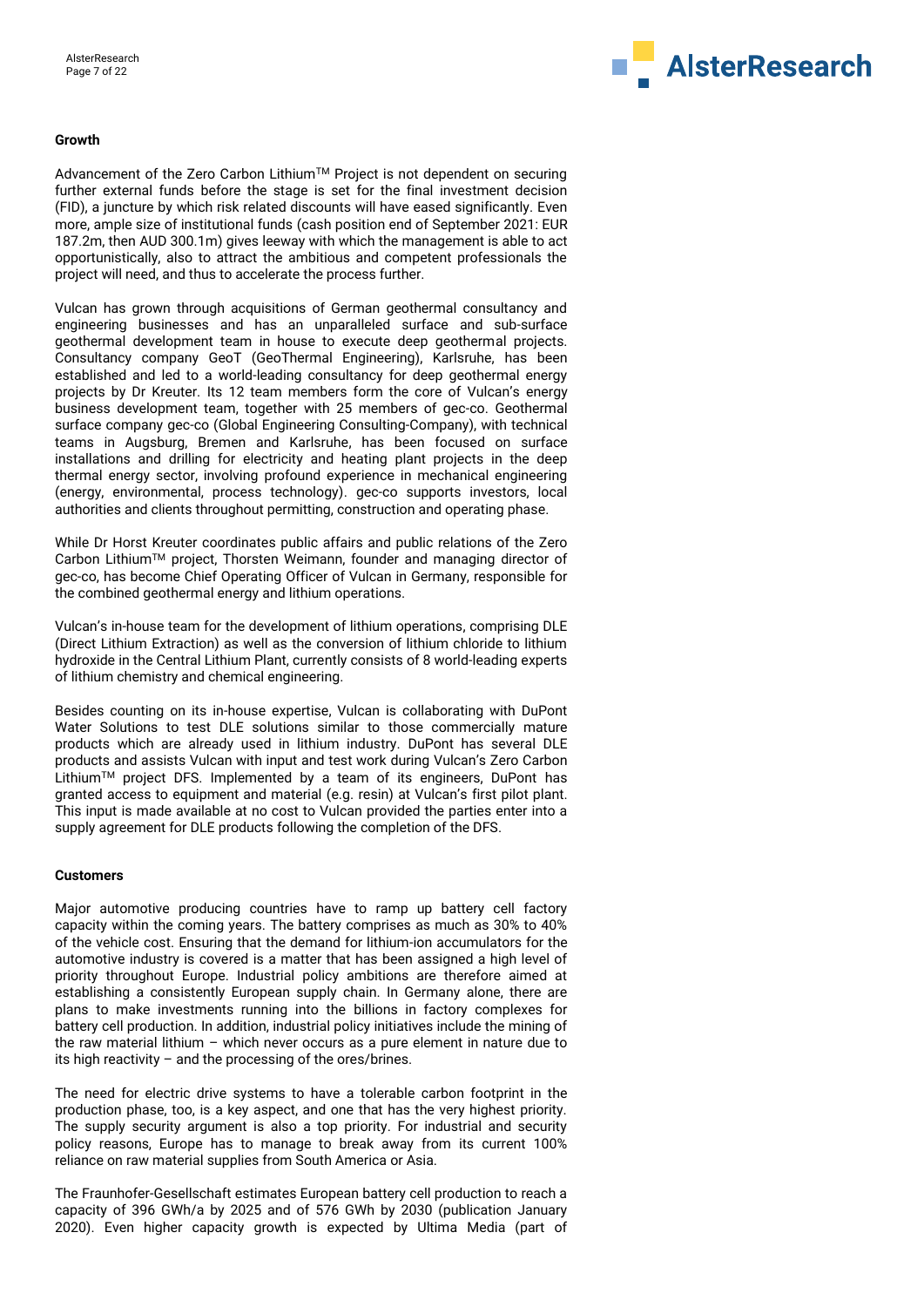### Growth

Advancement of the Zero Carbon Lithium™ Project is not dependent on securing further external funds before the stage is set for the final investment decision (FID), a juncture by which risk related discounts will have eased significantly. Even more, ample size of institutional funds (cash position end of September 2021: EUR 187.2m, then AUD 300.1m) gives leeway with which the management is able to act opportunistically, also to attract the ambitious and competent professionals the project will need, and thus to accelerate the process further.

Vulcan has grown through acquisitions of German geothermal consultancy and engineering businesses and has an unparalleled surface and sub-surface geothermal development team in house to execute deep geothermal projects. Consultancy company GeoT (GeoThermal Engineering), Karlsruhe, has been established and led to a world-leading consultancy for deep geothermal energy projects by Dr Kreuter. Its 12 team members form the core of Vulcan's energy business development team, together with 25 members of gec-co. Geothermal surface company gec-co (Global Engineering Consulting-Company), with technical teams in Augsburg, Bremen and Karlsruhe, has been focused on surface installations and drilling for electricity and heating plant projects in the deep thermal energy sector, involving profound experience in mechanical engineering (energy, environmental, process technology). gec-co supports investors, local authorities and clients throughout permitting, construction and operating phase.

While Dr Horst Kreuter coordinates public affairs and public relations of the Zero Carbon Lithium™ project, Thorsten Weimann, founder and managing director of gec-co, has become Chief Operating Officer of Vulcan in Germany, responsible for the combined geothermal energy and lithium operations.

Vulcan's in-house team for the development of lithium operations, comprising DLE (Direct Lithium Extraction) as well as the conversion of lithium chloride to lithium hydroxide in the Central Lithium Plant, currently consists of 8 world-leading experts of lithium chemistry and chemical engineering.

Besides counting on its in-house expertise, Vulcan is collaborating with DuPont Water Solutions to test DLE solutions similar to those commercially mature products which are already used in lithium industry. DuPont has several DLE products and assists Vulcan with input and test work during Vulcan's Zero Carbon Lithium™ project DFS. Implemented by a team of its engineers, DuPont has granted access to equipment and material (e.g. resin) at Vulcan's first pilot plant. This input is made available at no cost to Vulcan provided the parties enter into a supply agreement for DLE products following the completion of the DFS.

### Customers

Major automotive producing countries have to ramp up battery cell factory capacity within the coming years. The battery comprises as much as 30% to 40% of the vehicle cost. Ensuring that the demand for lithium-ion accumulators for the automotive industry is covered is a matter that has been assigned a high level of priority throughout Europe. Industrial policy ambitions are therefore aimed at establishing a consistently European supply chain. In Germany alone, there are plans to make investments running into the billions in factory complexes for battery cell production. In addition, industrial policy initiatives include the mining of the raw material lithium – which never occurs as a pure element in nature due to its high reactivity – and the processing of the ores/brines.

The need for electric drive systems to have a tolerable carbon footprint in the production phase, too, is a key aspect, and one that has the very highest priority. The supply security argument is also a top priority. For industrial and security policy reasons, Europe has to manage to break away from its current 100% reliance on raw material supplies from South America or Asia.

The Fraunhofer-Gesellschaft estimates European battery cell production to reach a capacity of 396 GWh/a by 2025 and of 576 GWh by 2030 (publication January 2020). Even higher capacity growth is expected by Ultima Media (part of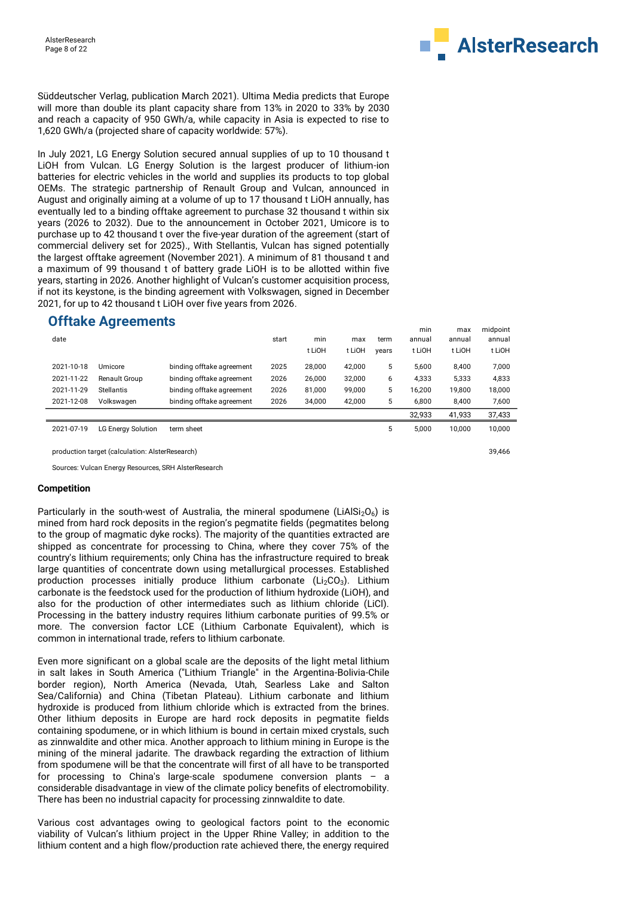Süddeutscher Verlag, publication March 2021). Ultima Media predicts that Europe will more than double its plant capacity share from 13% in 2020 to 33% by 2030 and reach a capacity of 950 GWh/a, while capacity in Asia is expected to rise to 1,620 GWh/a (projected share of capacity worldwide: 57%).

In July 2021, LG Energy Solution secured annual supplies of up to 10 thousand t LiOH from Vulcan. LG Energy Solution is the largest producer of lithium-ion batteries for electric vehicles in the world and supplies its products to top global OEMs. The strategic partnership of Renault Group and Vulcan, announced in August and originally aiming at a volume of up to 17 thousand t LiOH annually, has eventually led to a binding offtake agreement to purchase 32 thousand t within six years (2026 to 2032). Due to the announcement in October 2021, Umicore is to purchase up to 42 thousand t over the five-year duration of the agreement (start of commercial delivery set for 2025)., With Stellantis, Vulcan has signed potentially the largest offtake agreement (November 2021). A minimum of 81 thousand t and a maximum of 99 thousand t of battery grade LiOH is to be allotted within five years, starting in 2026. Another highlight of Vulcan's customer acquisition process, if not its keystone, is the binding agreement with Volkswagen, signed in December 2021, for up to 42 thousand t LiOH over five years from 2026.

## Offtake Agreements

| date | | | start | min t LiOH | max t LiOH | term years | min annual t LiOH | max annual t LiOH | midpoint annual t LiOH |
|---|---|---|---|---|---|---|---|---|---|
| 2021-10-18 | Umicore | binding offtake agreement | 2025 | 28,000 | 42,000 | 5 | 5,600 | 8,400 | 7,000 |
| 2021-11-22 | Renault Group | binding offtake agreement | 2026 | 26,000 | 32,000 | 6 | 4,333 | 5,333 | 4,833 |
| 2021-11-29 | Stellantis | binding offtake agreement | 2026 | 81,000 | 99,000 | 5 | 16,200 | 19,800 | 18,000 |
| 2021-12-08 | Volkswagen | binding offtake agreement | 2026 | 34,000 | 42,000 | 5 | 6,800 | 8,400 | 7,600 |
| | | | | | | | 32,933 | 41,933 | 37,433 |
| 2021-07-19 | LG Energy Solution | term sheet | | | | 5 | 5,000 | 10,000 | 10,000 |
| production target (calculation: AlsterResearch) | | | | | | | | | 39,466 |

Sources: Vulcan Energy Resources, SRH AlsterResearch

**Competition**

Particularly in the south-west of Australia, the mineral spodumene ($LiAlSi_2O_6$) is mined from hard rock deposits in the region's pegmatite fields (pegmatites belong to the group of magmatic dyke rocks). The majority of the quantities extracted are shipped as concentrate for processing to China, where they cover 75% of the country's lithium requirements; only China has the infrastructure required to break large quantities of concentrate down using metallurgical processes. Established production processes initially produce lithium carbonate ($Li_2CO_3$). Lithium carbonate is the feedstock used for the production of lithium hydroxide (LiOH), and also for the production of other intermediates such as lithium chloride (LiCl). Processing in the battery industry requires lithium carbonate purities of 99.5% or more. The conversion factor LCE (Lithium Carbonate Equivalent), which is common in international trade, refers to lithium carbonate.

Even more significant on a global scale are the deposits of the light metal lithium in salt lakes in South America ("Lithium Triangle" in the Argentina-Bolivia-Chile border region), North America (Nevada, Utah, Searless Lake and Salton Sea/California) and China (Tibetan Plateau). Lithium carbonate and lithium hydroxide is produced from lithium chloride which is extracted from the brines. Other lithium deposits in Europe are hard rock deposits in pegmatite fields containing spodumene, or in which lithium is bound in certain mixed crystals, such as zinnwaldite and other mica. Another approach to lithium mining in Europe is the mining of the mineral jadarite. The drawback regarding the extraction of lithium from spodumene will be that the concentrate will first of all have to be transported for processing to China's large-scale spodumene conversion plants – a considerable disadvantage in view of the climate policy benefits of electromobility. There has been no industrial capacity for processing zinnwaldite to date.

Various cost advantages owing to geological factors point to the economic viability of Vulcan's lithium project in the Upper Rhine Valley; in addition to the lithium content and a high flow/production rate achieved there, the energy required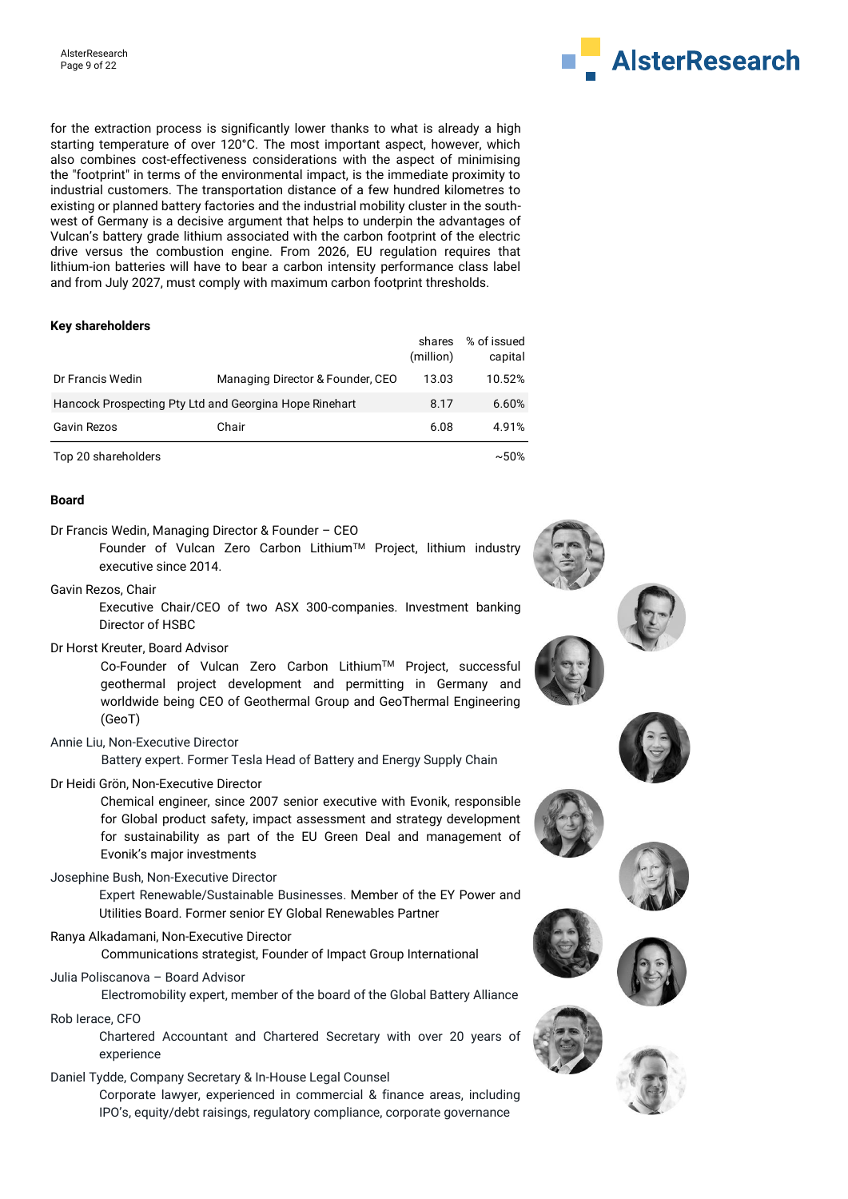for the extraction process is significantly lower thanks to what is already a high starting temperature of over 120°C. The most important aspect, however, which also combines cost-effectiveness considerations with the aspect of minimising the "footprint" in terms of the environmental impact, is the immediate proximity to industrial customers. The transportation distance of a few hundred kilometres to existing or planned battery factories and the industrial mobility cluster in the south-west of Germany is a decisive argument that helps to underpin the advantages of Vulcan's battery grade lithium associated with the carbon footprint of the electric drive versus the combustion engine. From 2026, EU regulation requires that lithium-ion batteries will have to bear a carbon intensity performance class label and from July 2027, must comply with maximum carbon footprint thresholds.

**Key shareholders**

| | | shares (million) | % of issued capital |
|---|---|---|---|
| Dr Francis Wedin | Managing Director & Founder, CEO | 13.03 | 10.52% |
| Hancock Prospecting Pty Ltd and Georgina Hope Rinehart | | 8.17 | 6.60% |
| Gavin Rezos | Chair | 6.08 | 4.91% |
| Top 20 shareholders | | | ~50% |

**Board**

Dr Francis Wedin, Managing Director & Founder – CEO

Founder of Vulcan Zero Carbon Lithium™ Project, lithium industry executive since 2014.

Gavin Rezos, Chair

Executive Chair/CEO of two ASX 300-companies. Investment banking Director of HSBC

Dr Horst Kreuter, Board Advisor

Co-Founder of Vulcan Zero Carbon Lithium™ Project, successful geothermal project development and permitting in Germany and worldwide being CEO of Geothermal Group and GeoThermal Engineering (GeoT)

Annie Liu, Non-Executive Director

Battery expert. Former Tesla Head of Battery and Energy Supply Chain

Dr Heidi Grön, Non-Executive Director

Chemical engineer, since 2007 senior executive with Evonik, responsible for Global product safety, impact assessment and strategy development for sustainability as part of the EU Green Deal and management of Evonik's major investments

Josephine Bush, Non-Executive Director

Expert Renewable/Sustainable Businesses. Member of the EY Power and Utilities Board. Former senior EY Global Renewables Partner

Ranya Alkadamani, Non-Executive Director

Communications strategist, Founder of Impact Group International

Julia Poliscanova – Board Advisor

Electromobility expert, member of the board of the Global Battery Alliance

Rob Ierace, CFO

Chartered Accountant and Chartered Secretary with over 20 years of experience

Daniel Tydde, Company Secretary & In-House Legal Counsel

Corporate lawyer, experienced in commercial & finance areas, including IPO's, equity/debt raisings, regulatory compliance, corporate governance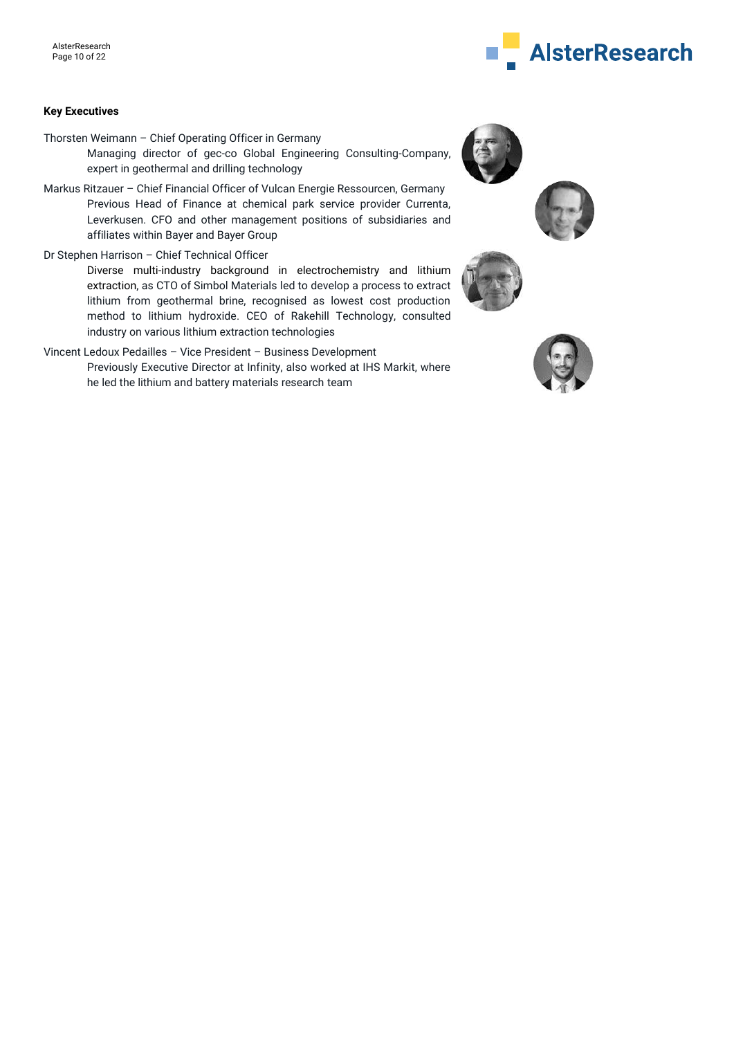**Key Executives**

Thorsten Weimann – Chief Operating Officer in Germany

Managing director of gec-co Global Engineering Consulting-Company, expert in geothermal and drilling technology

Markus Ritzauer – Chief Financial Officer of Vulcan Energie Ressourcen, Germany

Previous Head of Finance at chemical park service provider Currenta, Leverkusen. CFO and other management positions of subsidiaries and affiliates within Bayer and Bayer Group

Dr Stephen Harrison – Chief Technical Officer

Diverse multi-industry background in electrochemistry and lithium extraction, as CTO of Simbol Materials led to develop a process to extract lithium from geothermal brine, recognised as lowest cost production method to lithium hydroxide. CEO of Rakehill Technology, consulted industry on various lithium extraction technologies

Vincent Ledoux Pedailles – Vice President – Business Development

Previously Executive Director at Infinity, also worked at IHS Markit, where he led the lithium and battery materials research team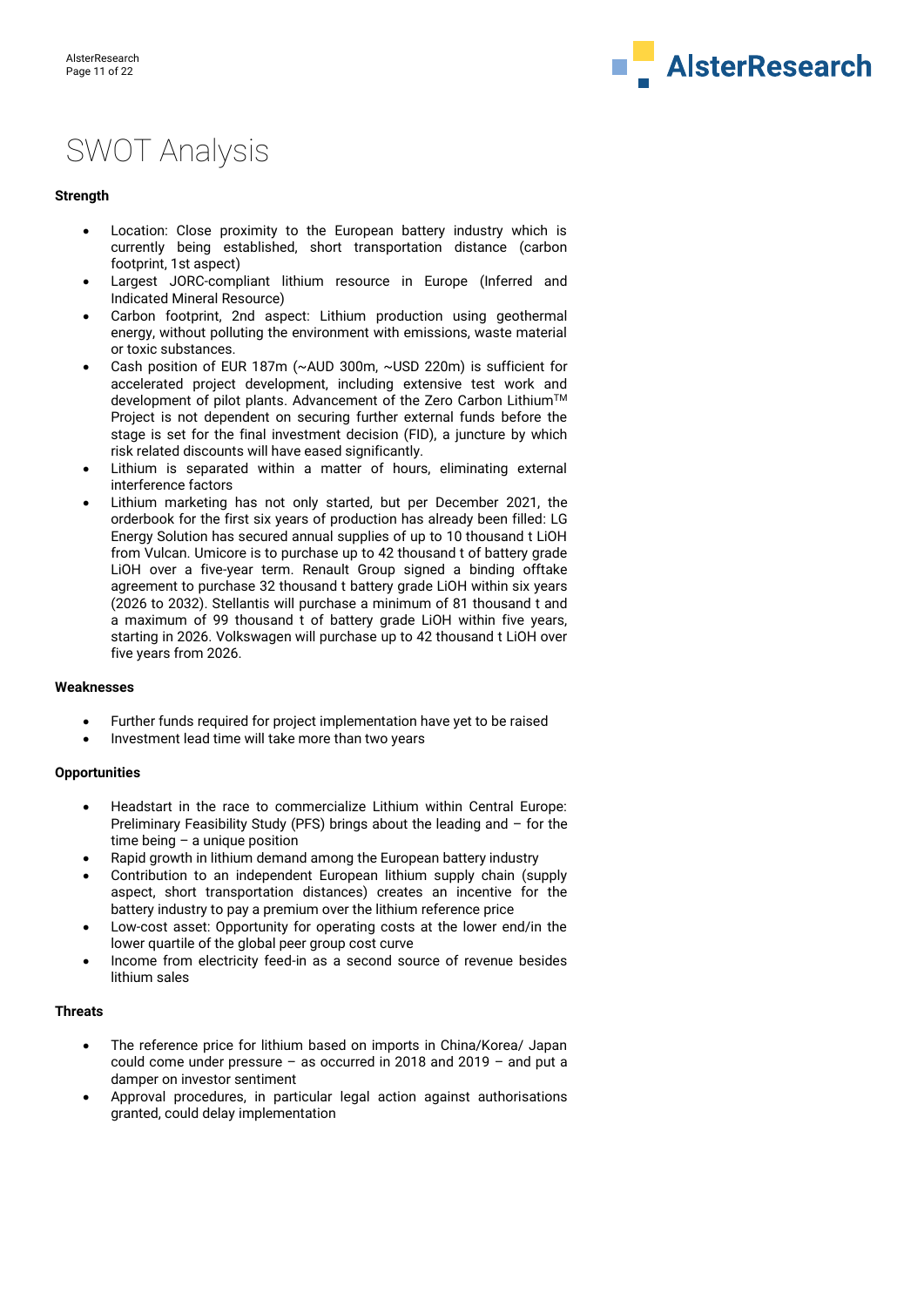# SWOT Analysis

**Strength**

- Location: Close proximity to the European battery industry which is currently being established, short transportation distance (carbon footprint, 1st aspect)
- Largest JORC-compliant lithium resource in Europe (Inferred and Indicated Mineral Resource)
- Carbon footprint, 2nd aspect: Lithium production using geothermal energy, without polluting the environment with emissions, waste material or toxic substances.
- Cash position of EUR 187m (~AUD 300m, ~USD 220m) is sufficient for accelerated project development, including extensive test work and development of pilot plants. Advancement of the Zero Carbon Lithium™ Project is not dependent on securing further external funds before the stage is set for the final investment decision (FID), a juncture by which risk related discounts will have eased significantly.
- Lithium is separated within a matter of hours, eliminating external interference factors
- Lithium marketing has not only started, but per December 2021, the orderbook for the first six years of production has already been filled: LG Energy Solution has secured annual supplies of up to 10 thousand t LiOH from Vulcan. Umicore is to purchase up to 42 thousand t of battery grade LiOH over a five-year term. Renault Group signed a binding offtake agreement to purchase 32 thousand t battery grade LiOH within six years (2026 to 2032). Stellantis will purchase a minimum of 81 thousand t and a maximum of 99 thousand t of battery grade LiOH within five years, starting in 2026. Volkswagen will purchase up to 42 thousand t LiOH over five years from 2026.

**Weaknesses**

- Further funds required for project implementation have yet to be raised
- Investment lead time will take more than two years

**Opportunities**

- Headstart in the race to commercialize Lithium within Central Europe: Preliminary Feasibility Study (PFS) brings about the leading and – for the time being – a unique position
- Rapid growth in lithium demand among the European battery industry
- Contribution to an independent European lithium supply chain (supply aspect, short transportation distances) creates an incentive for the battery industry to pay a premium over the lithium reference price
- Low-cost asset: Opportunity for operating costs at the lower end/in the lower quartile of the global peer group cost curve
- Income from electricity feed-in as a second source of revenue besides lithium sales

**Threats**

- The reference price for lithium based on imports in China/Korea/ Japan could come under pressure – as occurred in 2018 and 2019 – and put a damper on investor sentiment
- Approval procedures, in particular legal action against authorisations granted, could delay implementation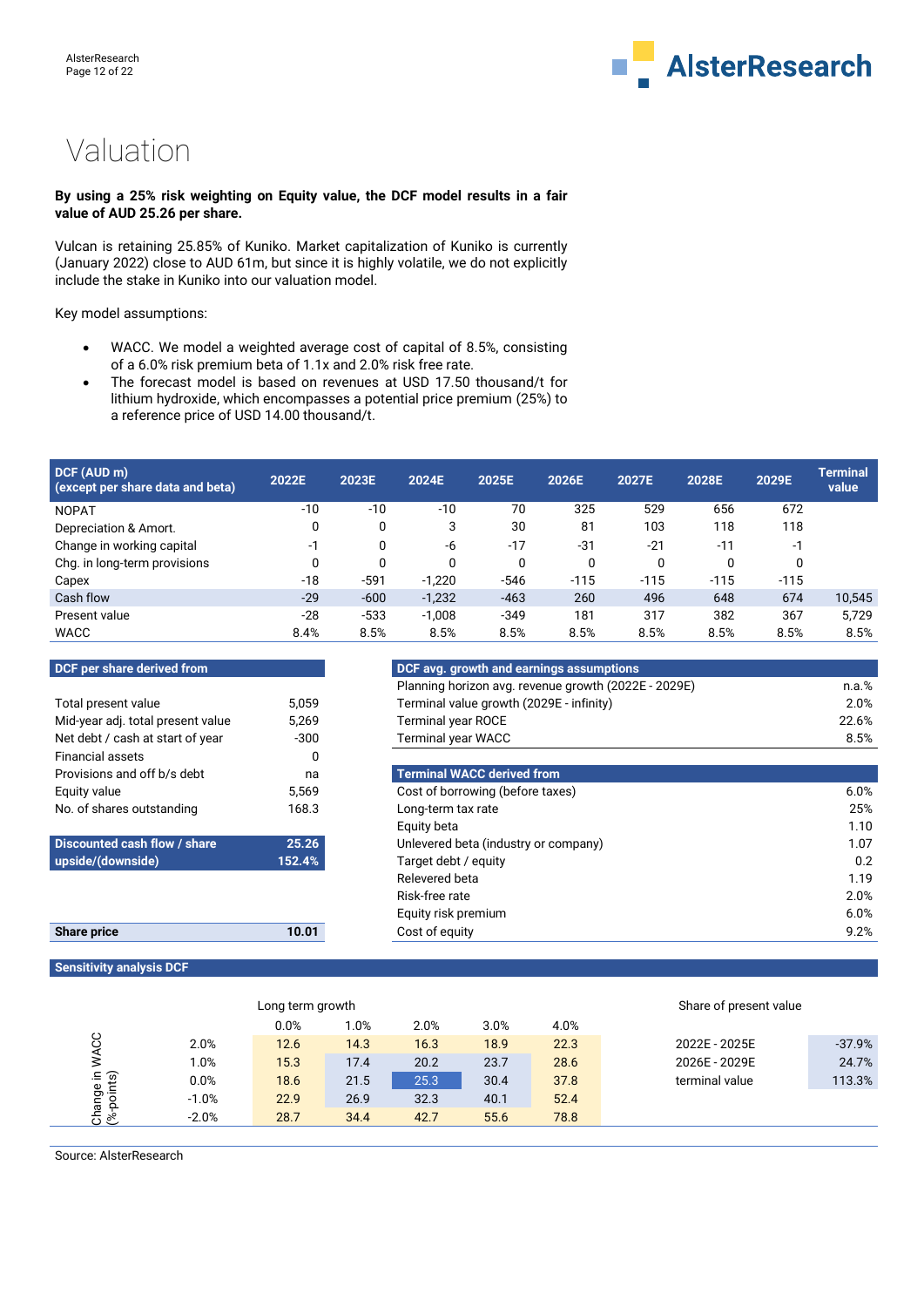# Valuation

**By using a 25% risk weighting on Equity value, the DCF model results in a fair value of AUD 25.26 per share.**

Vulcan is retaining 25.85% of Kuniko. Market capitalization of Kuniko is currently (January 2022) close to AUD 61m, but since it is highly volatile, we do not explicitly include the stake in Kuniko into our valuation model.

Key model assumptions:

- WACC. We model a weighted average cost of capital of 8.5%, consisting of a 6.0% risk premium beta of 1.1x and 2.0% risk free rate.
- The forecast model is based on revenues at USD 17.50 thousand/t for lithium hydroxide, which encompasses a potential price premium (25%) to a reference price of USD 14.00 thousand/t.

| DCF (AUD m) (except per share data and beta) | 2022E | 2023E | 2024E | 2025E | 2026E | 2027E | 2028E | 2029E | Terminal value |
|---|---|---|---|---|---|---|---|---|---|
| NOPAT | -10 | -10 | -10 | 70 | 325 | 529 | 656 | 672 | |
| Depreciation & Amort. | 0 | 0 | 3 | 30 | 81 | 103 | 118 | 118 | |
| Change in working capital | -1 | 0 | -6 | -17 | -31 | -21 | -11 | -1 | |
| Chg. in long-term provisions | 0 | 0 | 0 | 0 | 0 | 0 | 0 | 0 | |
| Capex | -18 | -591 | -1,220 | -546 | -115 | -115 | -115 | -115 | |
| Cash flow | -29 | -600 | -1,232 | -463 | 260 | 496 | 648 | 674 | 10,545 |
| Present value | -28 | -533 | -1,008 | -349 | 181 | 317 | 382 | 367 | 5,729 |
| WACC | 8.4% | 8.5% | 8.5% | 8.5% | 8.5% | 8.5% | 8.5% | 8.5% | 8.5% |

| DCF per share derived from | |
|---|---|
| Total present value | 5,059 |
| Mid-year adj. total present value | 5,269 |
| Net debt / cash at start of year | -300 |
| Financial assets | 0 |
| Provisions and off b/s debt | na |
| Equity value | 5,569 |
| No. of shares outstanding | 168.3 |
| **Discounted cash flow / share** | **25.26** |
| **upside/(downside)** | **152.4%** |
| **Share price** | **10.01** |

| DCF avg. growth and earnings assumptions | |
|---|---|
| Planning horizon avg. revenue growth (2022E - 2029E) | n.a.% |
| Terminal value growth (2029E - infinity) | 2.0% |
| Terminal year ROCE | 22.6% |
| Terminal year WACC | 8.5% |

| Terminal WACC derived from | |
|---|---|
| Cost of borrowing (before taxes) | 6.0% |
| Long-term tax rate | 25% |
| Equity beta | 1.10 |
| Unlevered beta (industry or company) | 1.07 |
| Target debt / equity | 0.2 |
| Relevered beta | 1.19 |
| Risk-free rate | 2.0% |
| Equity risk premium | 6.0% |
| Cost of equity | 9.2% |

**Sensitivity analysis DCF**

| Change in WACC (%-points) \ Long term growth | 0.0% | 1.0% | 2.0% | 3.0% | 4.0% |
|---|---|---|---|---|---|
| 2.0% | 12.6 | 14.3 | 16.3 | 18.9 | 22.3 |
| 1.0% | 15.3 | 17.4 | 20.2 | 23.7 | 28.6 |
| 0.0% | 18.6 | 21.5 | 25.3 | 30.4 | 37.8 |
| -1.0% | 22.9 | 26.9 | 32.3 | 40.1 | 52.4 |
| -2.0% | 28.7 | 34.4 | 42.7 | 55.6 | 78.8 |

| Share of present value | |
|---|---|
| 2022E - 2025E | -37.9% |
| 2026E - 2029E | 24.7% |
| terminal value | 113.3% |

Source: AlsterResearch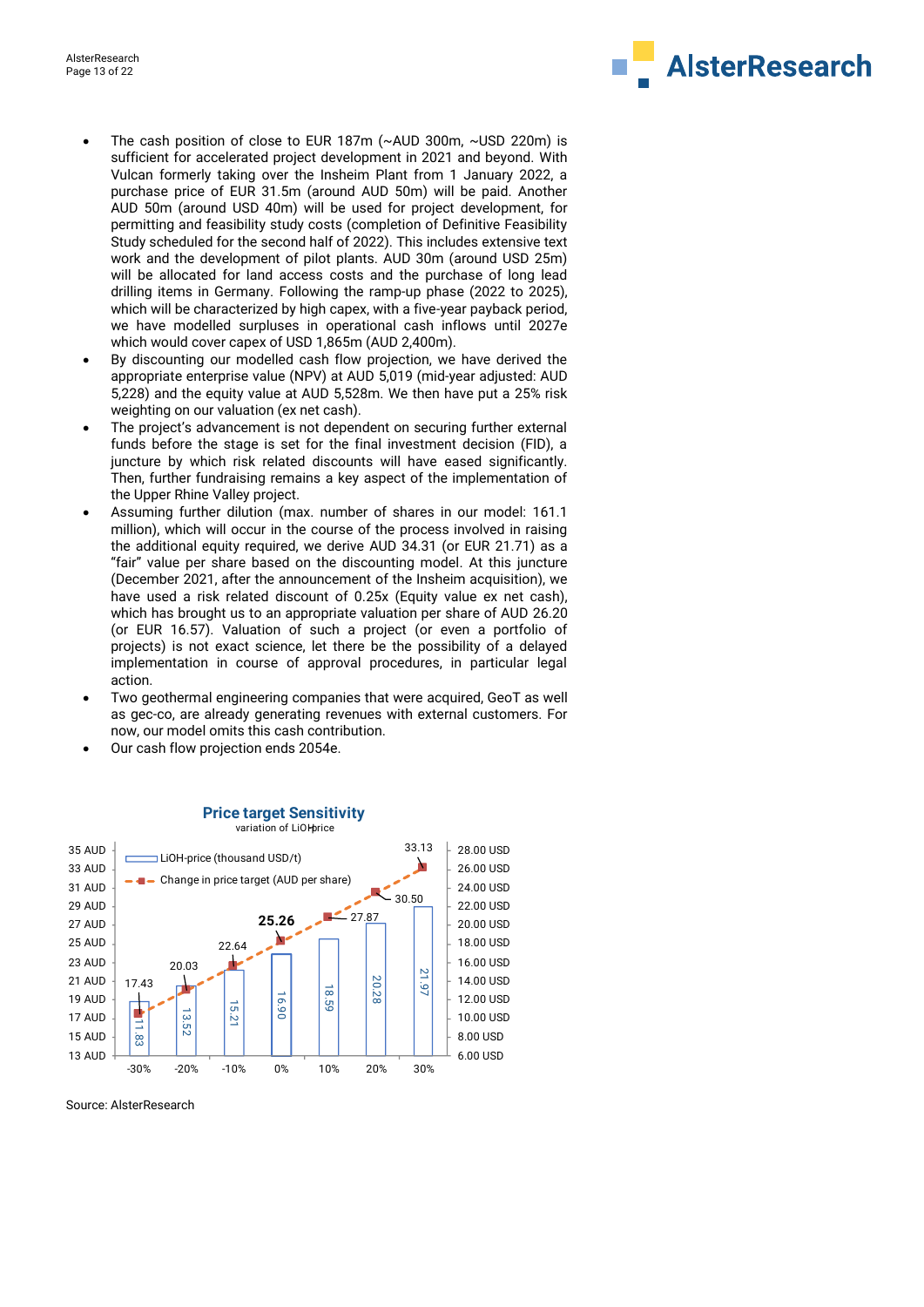- The cash position of close to EUR 187m (~AUD 300m, ~USD 220m) is sufficient for accelerated project development in 2021 and beyond. With Vulcan formerly taking over the Insheim Plant from 1 January 2022, a purchase price of EUR 31.5m (around AUD 50m) will be paid. Another AUD 50m (around USD 40m) will be used for project development, for permitting and feasibility study costs (completion of Definitive Feasibility Study scheduled for the second half of 2022). This includes extensive text work and the development of pilot plants. AUD 30m (around USD 25m) will be allocated for land access costs and the purchase of long lead drilling items in Germany. Following the ramp-up phase (2022 to 2025), which will be characterized by high capex, with a five-year payback period, we have modelled surpluses in operational cash inflows until 2027e which would cover capex of USD 1,865m (AUD 2,400m).
- By discounting our modelled cash flow projection, we have derived the appropriate enterprise value (NPV) at AUD 5,019 (mid-year adjusted: AUD 5,228) and the equity value at AUD 5,528m. We then have put a 25% risk weighting on our valuation (ex net cash).
- The project's advancement is not dependent on securing further external funds before the stage is set for the final investment decision (FID), a juncture by which risk related discounts will have eased significantly. Then, further fundraising remains a key aspect of the implementation of the Upper Rhine Valley project.
- Assuming further dilution (max. number of shares in our model: 161.1 million), which will occur in the course of the process involved in raising the additional equity required, we derive AUD 34.31 (or EUR 21.71) as a "fair" value per share based on the discounting model. At this juncture (December 2021, after the announcement of the Insheim acquisition), we have used a risk related discount of 0.25x (Equity value ex net cash), which has brought us to an appropriate valuation per share of AUD 26.20 (or EUR 16.57). Valuation of such a project (or even a portfolio of projects) is not exact science, let there be the possibility of a delayed implementation in course of approval procedures, in particular legal action.
- Two geothermal engineering companies that were acquired, GeoT as well as gec-co, are already generating revenues with external customers. For now, our model omits this cash contribution.
- Our cash flow projection ends 2054e.

**Price target Sensitivity**
variation of LiOH-price

| Variation | LiOH-price (thousand USD/t) | Change in price target (AUD per share) |
|---|---|---|
| -30% | 11.83 | 17.43 |
| -20% | 13.52 | 20.03 |
| -10% | 15.21 | 22.64 |
| 0% | 16.90 | 25.26 |
| 10% | 18.59 | 27.87 |
| 20% | 20.28 | 30.50 |
| 30% | 21.97 | 33.13 |

Source: AlsterResearch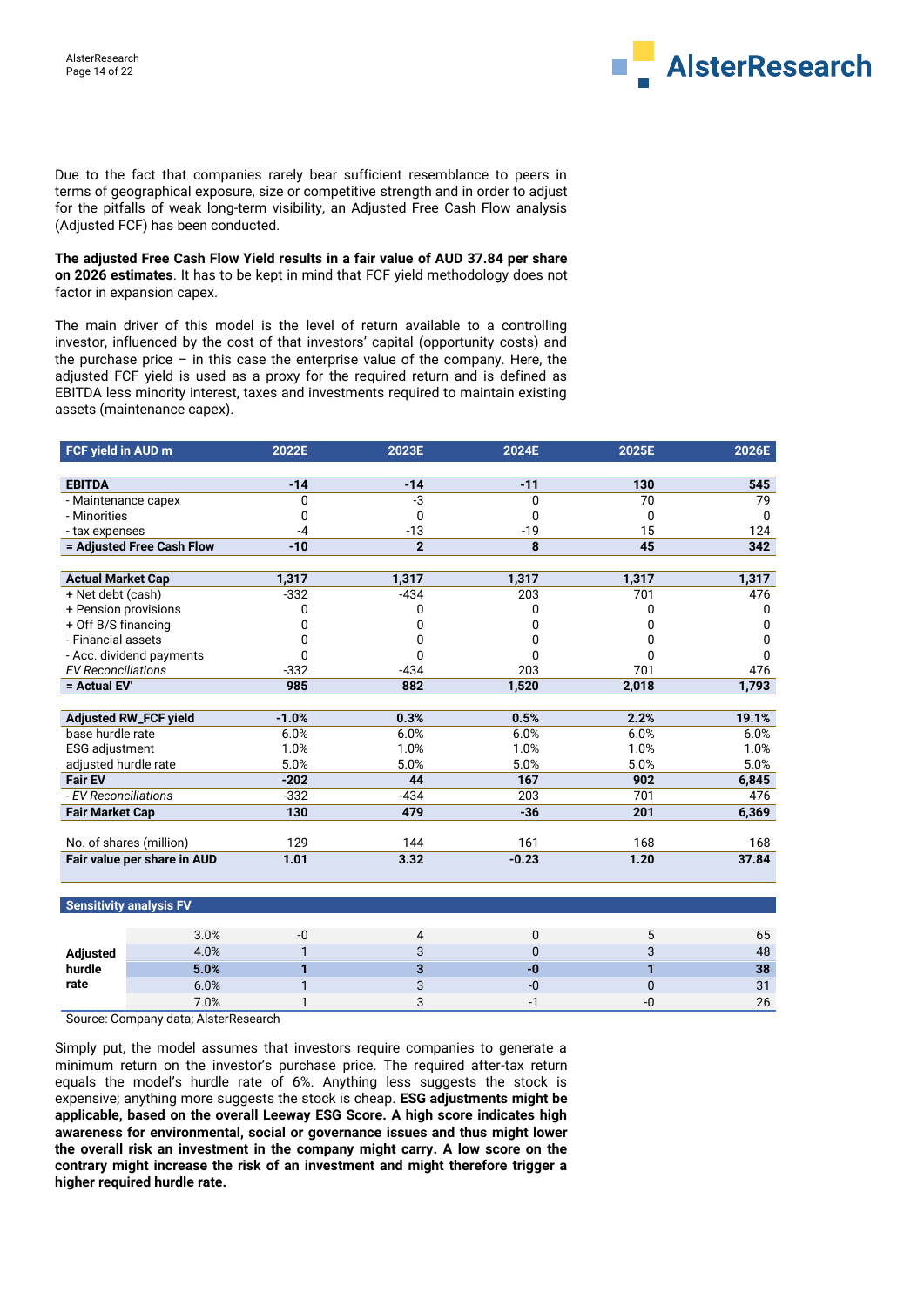Due to the fact that companies rarely bear sufficient resemblance to peers in terms of geographical exposure, size or competitive strength and in order to adjust for the pitfalls of weak long-term visibility, an Adjusted Free Cash Flow analysis (Adjusted FCF) has been conducted.

**The adjusted Free Cash Flow Yield results in a fair value of AUD 37.84 per share on 2026 estimates**. It has to be kept in mind that FCF yield methodology does not factor in expansion capex.

The main driver of this model is the level of return available to a controlling investor, influenced by the cost of that investors' capital (opportunity costs) and the purchase price – in this case the enterprise value of the company. Here, the adjusted FCF yield is used as a proxy for the required return and is defined as EBITDA less minority interest, taxes and investments required to maintain existing assets (maintenance capex).

| FCF yield in AUD m | 2022E | 2023E | 2024E | 2025E | 2026E |
|---|---|---|---|---|---|
| **EBITDA** | **-14** | **-14** | **-11** | **130** | **545** |
| - Maintenance capex | 0 | -3 | 0 | 70 | 79 |
| - Minorities | 0 | 0 | 0 | 0 | 0 |
| - tax expenses | -4 | -13 | -19 | 15 | 124 |
| **= Adjusted Free Cash Flow** | **-10** | **2** | **8** | **45** | **342** |
| | | | | | |
| **Actual Market Cap** | **1,317** | **1,317** | **1,317** | **1,317** | **1,317** |
| + Net debt (cash) | -332 | -434 | 203 | 701 | 476 |
| + Pension provisions | 0 | 0 | 0 | 0 | 0 |
| + Off B/S financing | 0 | 0 | 0 | 0 | 0 |
| - Financial assets | 0 | 0 | 0 | 0 | 0 |
| - Acc. dividend payments | 0 | 0 | 0 | 0 | 0 |
| *EV Reconciliations* | -332 | -434 | 203 | 701 | 476 |
| **= Actual EV'** | **985** | **882** | **1,520** | **2,018** | **1,793** |
| | | | | | |
| **Adjusted RW_FCF yield** | **-1.0%** | **0.3%** | **0.5%** | **2.2%** | **19.1%** |
| base hurdle rate | 6.0% | 6.0% | 6.0% | 6.0% | 6.0% |
| ESG adjustment | 1.0% | 1.0% | 1.0% | 1.0% | 1.0% |
| adjusted hurdle rate | 5.0% | 5.0% | 5.0% | 5.0% | 5.0% |
| **Fair EV** | **-202** | **44** | **167** | **902** | **6,845** |
| *- EV Reconciliations* | -332 | -434 | 203 | 701 | 476 |
| **Fair Market Cap** | **130** | **479** | **-36** | **201** | **6,369** |
| | | | | | |
| No. of shares (million) | 129 | 144 | 161 | 168 | 168 |
| **Fair value per share in AUD** | **1.01** | **3.32** | **-0.23** | **1.20** | **37.84** |

| Sensitivity analysis FV | | | | | | |
|---|---|---|---|---|---|---|
| Adjusted hurdle rate | 3.0% | -0 | 4 | 0 | 5 | 65 |
| | 4.0% | 1 | 3 | 0 | 3 | 48 |
| | **5.0%** | **1** | **3** | **-0** | **1** | **38** |
| | 6.0% | 1 | 3 | -0 | 0 | 31 |
| | 7.0% | 1 | 3 | -1 | -0 | 26 |

Source: Company data; AlsterResearch

Simply put, the model assumes that investors require companies to generate a minimum return on the investor's purchase price. The required after-tax return equals the model's hurdle rate of 6%. Anything less suggests the stock is expensive; anything more suggests the stock is cheap. **ESG adjustments might be applicable, based on the overall Leeway ESG Score. A high score indicates high awareness for environmental, social or governance issues and thus might lower the overall risk an investment in the company might carry. A low score on the contrary might increase the risk of an investment and might therefore trigger a higher required hurdle rate.**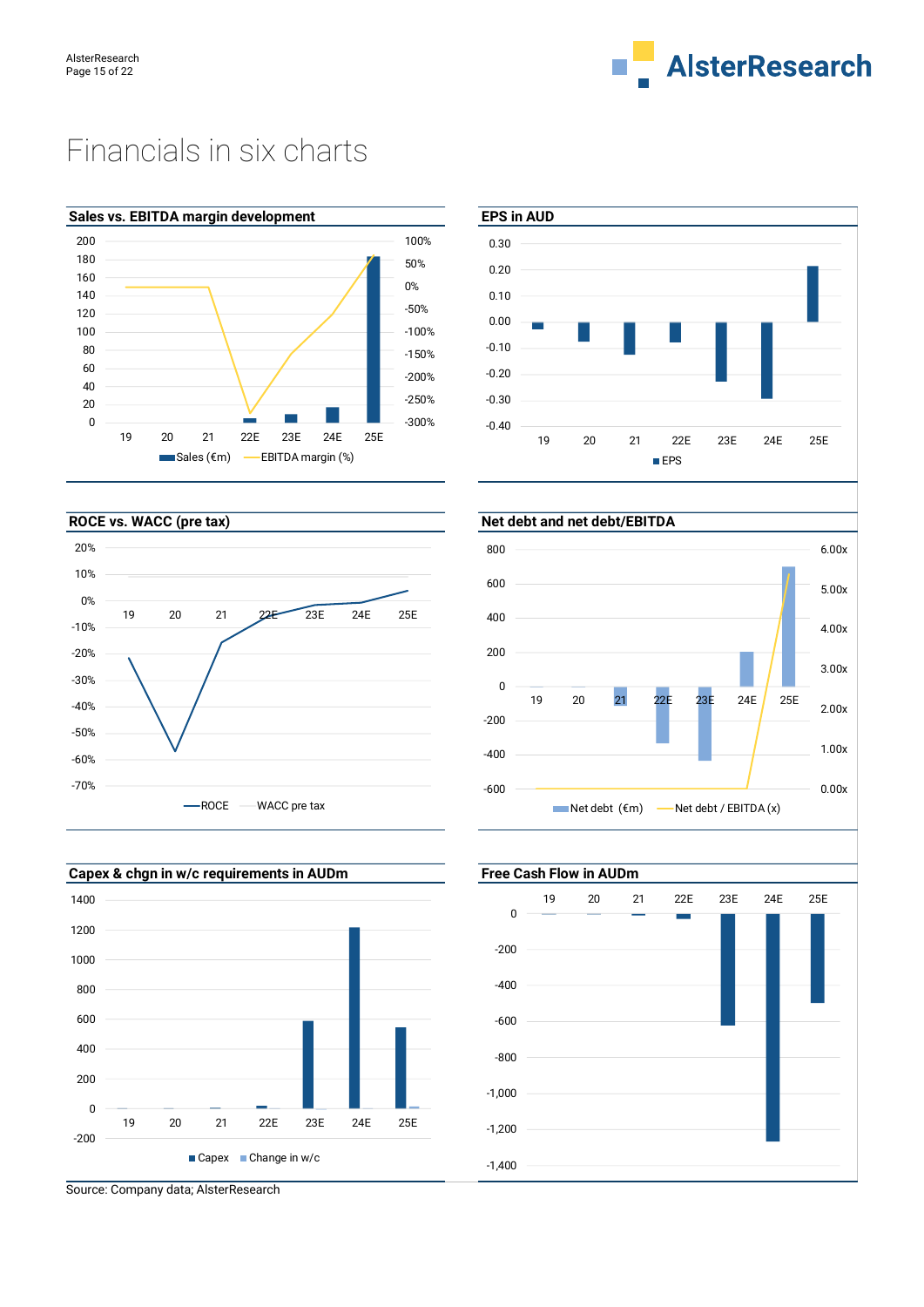# Financials in six charts

**Sales vs. EBITDA margin development**

Left axis: 200, 180, 160, 140, 120, 100, 80, 60, 40, 20, 0
Right axis: 100%, 50%, 0%, -50%, -100%, -150%, -200%, -250%, -300%
X axis: 19, 20, 21, 22E, 23E, 24E, 25E

Sales (€m) — EBITDA margin (%)

**EPS in AUD**

Y axis: 0.30, 0.20, 0.10, 0.00, -0.10, -0.20, -0.30, -0.40
X axis: 19, 20, 21, 22E, 23E, 24E, 25E

EPS

**ROCE vs. WACC (pre tax)**

Y axis: 20%, 10%, 0%, -10%, -20%, -30%, -40%, -50%, -60%, -70%
X axis: 19, 20, 21, 22E, 23E, 24E, 25E

ROCE — WACC pre tax

**Net debt and net debt/EBITDA**

Left axis: 800, 600, 400, 200, 0, -200, -400, -600
Right axis: 6.00x, 5.00x, 4.00x, 3.00x, 2.00x, 1.00x, 0.00x
X axis: 19, 20, 21, 22E, 23E, 24E, 25E

Net debt (€m) — Net debt / EBITDA (x)

**Capex & chgn in w/c requirements in AUDm**

Y axis: 1400, 1200, 1000, 800, 600, 400, 200, 0, -200
X axis: 19, 20, 21, 22E, 23E, 24E, 25E

Capex — Change in w/c

**Free Cash Flow in AUDm**

Y axis: 0, -200, -400, -600, -800, -1,000, -1,200, -1,400
X axis: 19, 20, 21, 22E, 23E, 24E, 25E

Source: Company data; AlsterResearch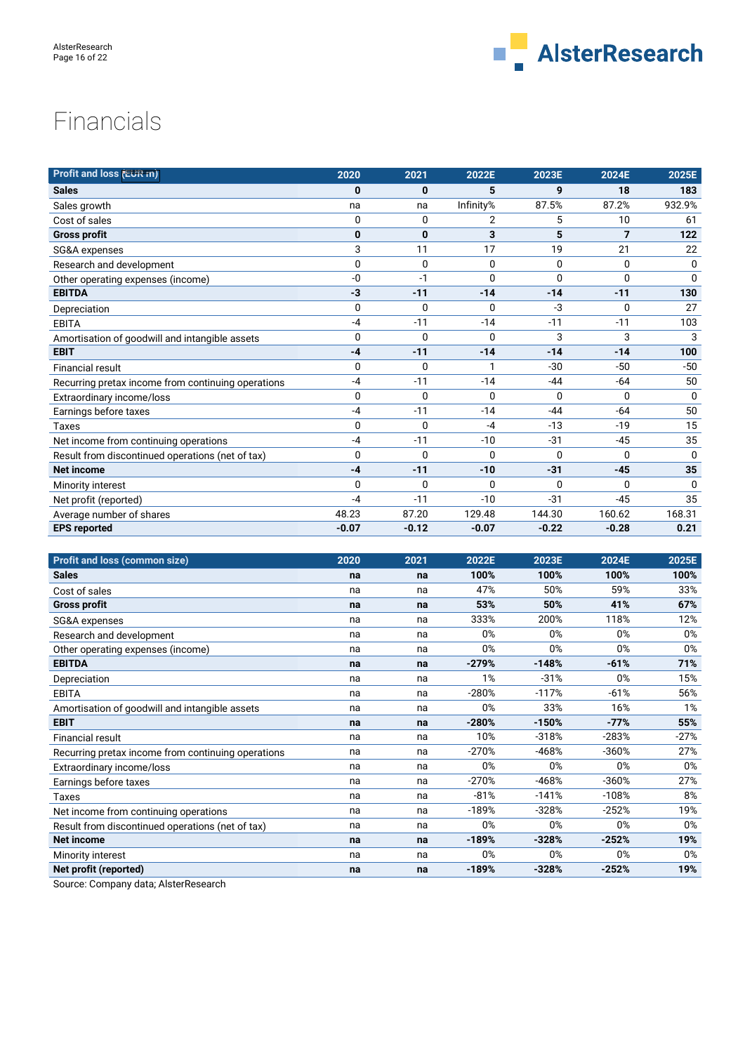# Financials

| Profit and loss (EUR m) | 2020 | 2021 | 2022E | 2023E | 2024E | 2025E |
|---|---|---|---|---|---|---|
| **Sales** | **0** | **0** | **5** | **9** | **18** | **183** |
| Sales growth | na | na | Infinity% | 87.5% | 87.2% | 932.9% |
| Cost of sales | 0 | 0 | 2 | 5 | 10 | 61 |
| **Gross profit** | **0** | **0** | **3** | **5** | **7** | **122** |
| SG&A expenses | 3 | 11 | 17 | 19 | 21 | 22 |
| Research and development | 0 | 0 | 0 | 0 | 0 | 0 |
| Other operating expenses (income) | -0 | -1 | 0 | 0 | 0 | 0 |
| **EBITDA** | **-3** | **-11** | **-14** | **-14** | **-11** | **130** |
| Depreciation | 0 | 0 | 0 | -3 | 0 | 27 |
| EBITA | -4 | -11 | -14 | -11 | -11 | 103 |
| Amortisation of goodwill and intangible assets | 0 | 0 | 0 | 3 | 3 | 3 |
| **EBIT** | **-4** | **-11** | **-14** | **-14** | **-14** | **100** |
| Financial result | 0 | 0 | 1 | -30 | -50 | -50 |
| Recurring pretax income from continuing operations | -4 | -11 | -14 | -44 | -64 | 50 |
| Extraordinary income/loss | 0 | 0 | 0 | 0 | 0 | 0 |
| Earnings before taxes | -4 | -11 | -14 | -44 | -64 | 50 |
| Taxes | 0 | 0 | -4 | -13 | -19 | 15 |
| Net income from continuing operations | -4 | -11 | -10 | -31 | -45 | 35 |
| Result from discontinued operations (net of tax) | 0 | 0 | 0 | 0 | 0 | 0 |
| **Net income** | **-4** | **-11** | **-10** | **-31** | **-45** | **35** |
| Minority interest | 0 | 0 | 0 | 0 | 0 | 0 |
| Net profit (reported) | -4 | -11 | -10 | -31 | -45 | 35 |
| Average number of shares | 48.23 | 87.20 | 129.48 | 144.30 | 160.62 | 168.31 |
| **EPS reported** | **-0.07** | **-0.12** | **-0.07** | **-0.22** | **-0.28** | **0.21** |

| Profit and loss (common size) | 2020 | 2021 | 2022E | 2023E | 2024E | 2025E |
|---|---|---|---|---|---|---|
| **Sales** | **na** | **na** | **100%** | **100%** | **100%** | **100%** |
| Cost of sales | na | na | 47% | 50% | 59% | 33% |
| **Gross profit** | **na** | **na** | **53%** | **50%** | **41%** | **67%** |
| SG&A expenses | na | na | 333% | 200% | 118% | 12% |
| Research and development | na | na | 0% | 0% | 0% | 0% |
| Other operating expenses (income) | na | na | 0% | 0% | 0% | 0% |
| **EBITDA** | **na** | **na** | **-279%** | **-148%** | **-61%** | **71%** |
| Depreciation | na | na | 1% | -31% | 0% | 15% |
| EBITA | na | na | -280% | -117% | -61% | 56% |
| Amortisation of goodwill and intangible assets | na | na | 0% | 33% | 16% | 1% |
| **EBIT** | **na** | **na** | **-280%** | **-150%** | **-77%** | **55%** |
| Financial result | na | na | 10% | -318% | -283% | -27% |
| Recurring pretax income from continuing operations | na | na | -270% | -468% | -360% | 27% |
| Extraordinary income/loss | na | na | 0% | 0% | 0% | 0% |
| Earnings before taxes | na | na | -270% | -468% | -360% | 27% |
| Taxes | na | na | -81% | -141% | -108% | 8% |
| Net income from continuing operations | na | na | -189% | -328% | -252% | 19% |
| Result from discontinued operations (net of tax) | na | na | 0% | 0% | 0% | 0% |
| **Net income** | **na** | **na** | **-189%** | **-328%** | **-252%** | **19%** |
| Minority interest | na | na | 0% | 0% | 0% | 0% |
| **Net profit (reported)** | **na** | **na** | **-189%** | **-328%** | **-252%** | **19%** |

Source: Company data; AlsterResearch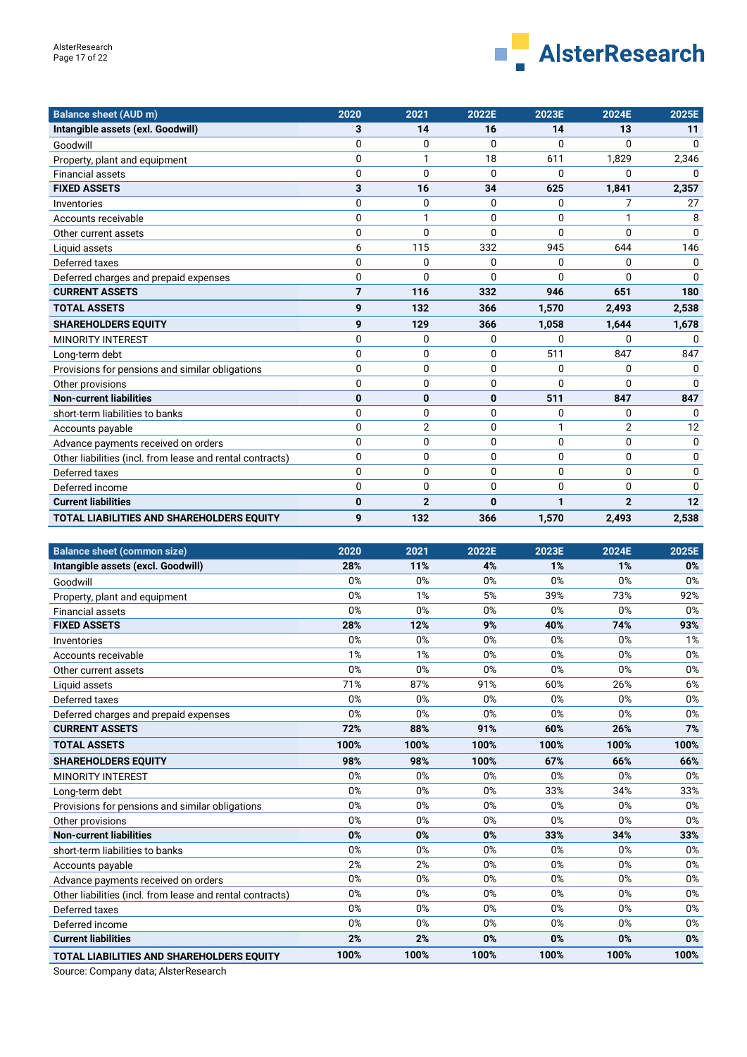| Balance sheet (AUD m) | 2020 | 2021 | 2022E | 2023E | 2024E | 2025E |
|---|---|---|---|---|---|---|
| **Intangible assets (exl. Goodwill)** | **3** | **14** | **16** | **14** | **13** | **11** |
| Goodwill | 0 | 0 | 0 | 0 | 0 | 0 |
| Property, plant and equipment | 0 | 1 | 18 | 611 | 1,829 | 2,346 |
| Financial assets | 0 | 0 | 0 | 0 | 0 | 0 |
| **FIXED ASSETS** | **3** | **16** | **34** | **625** | **1,841** | **2,357** |
| Inventories | 0 | 0 | 0 | 0 | 7 | 27 |
| Accounts receivable | 0 | 1 | 0 | 0 | 1 | 8 |
| Other current assets | 0 | 0 | 0 | 0 | 0 | 0 |
| Liquid assets | 6 | 115 | 332 | 945 | 644 | 146 |
| Deferred taxes | 0 | 0 | 0 | 0 | 0 | 0 |
| Deferred charges and prepaid expenses | 0 | 0 | 0 | 0 | 0 | 0 |
| **CURRENT ASSETS** | **7** | **116** | **332** | **946** | **651** | **180** |
| **TOTAL ASSETS** | **9** | **132** | **366** | **1,570** | **2,493** | **2,538** |
| **SHAREHOLDERS EQUITY** | **9** | **129** | **366** | **1,058** | **1,644** | **1,678** |
| MINORITY INTEREST | 0 | 0 | 0 | 0 | 0 | 0 |
| Long-term debt | 0 | 0 | 0 | 511 | 847 | 847 |
| Provisions for pensions and similar obligations | 0 | 0 | 0 | 0 | 0 | 0 |
| Other provisions | 0 | 0 | 0 | 0 | 0 | 0 |
| **Non-current liabilities** | **0** | **0** | **0** | **511** | **847** | **847** |
| short-term liabilities to banks | 0 | 0 | 0 | 0 | 0 | 0 |
| Accounts payable | 0 | 2 | 0 | 1 | 2 | 12 |
| Advance payments received on orders | 0 | 0 | 0 | 0 | 0 | 0 |
| Other liabilities (incl. from lease and rental contracts) | 0 | 0 | 0 | 0 | 0 | 0 |
| Deferred taxes | 0 | 0 | 0 | 0 | 0 | 0 |
| Deferred income | 0 | 0 | 0 | 0 | 0 | 0 |
| **Current liabilities** | **0** | **2** | **0** | **1** | **2** | **12** |
| **TOTAL LIABILITIES AND SHAREHOLDERS EQUITY** | **9** | **132** | **366** | **1,570** | **2,493** | **2,538** |

| Balance sheet (common size) | 2020 | 2021 | 2022E | 2023E | 2024E | 2025E |
|---|---|---|---|---|---|---|
| **Intangible assets (excl. Goodwill)** | **28%** | **11%** | **4%** | **1%** | **1%** | **0%** |
| Goodwill | 0% | 0% | 0% | 0% | 0% | 0% |
| Property, plant and equipment | 0% | 1% | 5% | 39% | 73% | 92% |
| Financial assets | 0% | 0% | 0% | 0% | 0% | 0% |
| **FIXED ASSETS** | **28%** | **12%** | **9%** | **40%** | **74%** | **93%** |
| Inventories | 0% | 0% | 0% | 0% | 0% | 1% |
| Accounts receivable | 1% | 1% | 0% | 0% | 0% | 0% |
| Other current assets | 0% | 0% | 0% | 0% | 0% | 0% |
| Liquid assets | 71% | 87% | 91% | 60% | 26% | 6% |
| Deferred taxes | 0% | 0% | 0% | 0% | 0% | 0% |
| Deferred charges and prepaid expenses | 0% | 0% | 0% | 0% | 0% | 0% |
| **CURRENT ASSETS** | **72%** | **88%** | **91%** | **60%** | **26%** | **7%** |
| **TOTAL ASSETS** | **100%** | **100%** | **100%** | **100%** | **100%** | **100%** |
| **SHAREHOLDERS EQUITY** | **98%** | **98%** | **100%** | **67%** | **66%** | **66%** |
| MINORITY INTEREST | 0% | 0% | 0% | 0% | 0% | 0% |
| Long-term debt | 0% | 0% | 0% | 33% | 34% | 33% |
| Provisions for pensions and similar obligations | 0% | 0% | 0% | 0% | 0% | 0% |
| Other provisions | 0% | 0% | 0% | 0% | 0% | 0% |
| **Non-current liabilities** | **0%** | **0%** | **0%** | **33%** | **34%** | **33%** |
| short-term liabilities to banks | 0% | 0% | 0% | 0% | 0% | 0% |
| Accounts payable | 2% | 2% | 0% | 0% | 0% | 0% |
| Advance payments received on orders | 0% | 0% | 0% | 0% | 0% | 0% |
| Other liabilities (incl. from lease and rental contracts) | 0% | 0% | 0% | 0% | 0% | 0% |
| Deferred taxes | 0% | 0% | 0% | 0% | 0% | 0% |
| Deferred income | 0% | 0% | 0% | 0% | 0% | 0% |
| **Current liabilities** | **2%** | **2%** | **0%** | **0%** | **0%** | **0%** |
| **TOTAL LIABILITIES AND SHAREHOLDERS EQUITY** | **100%** | **100%** | **100%** | **100%** | **100%** | **100%** |

Source: Company data; AlsterResearch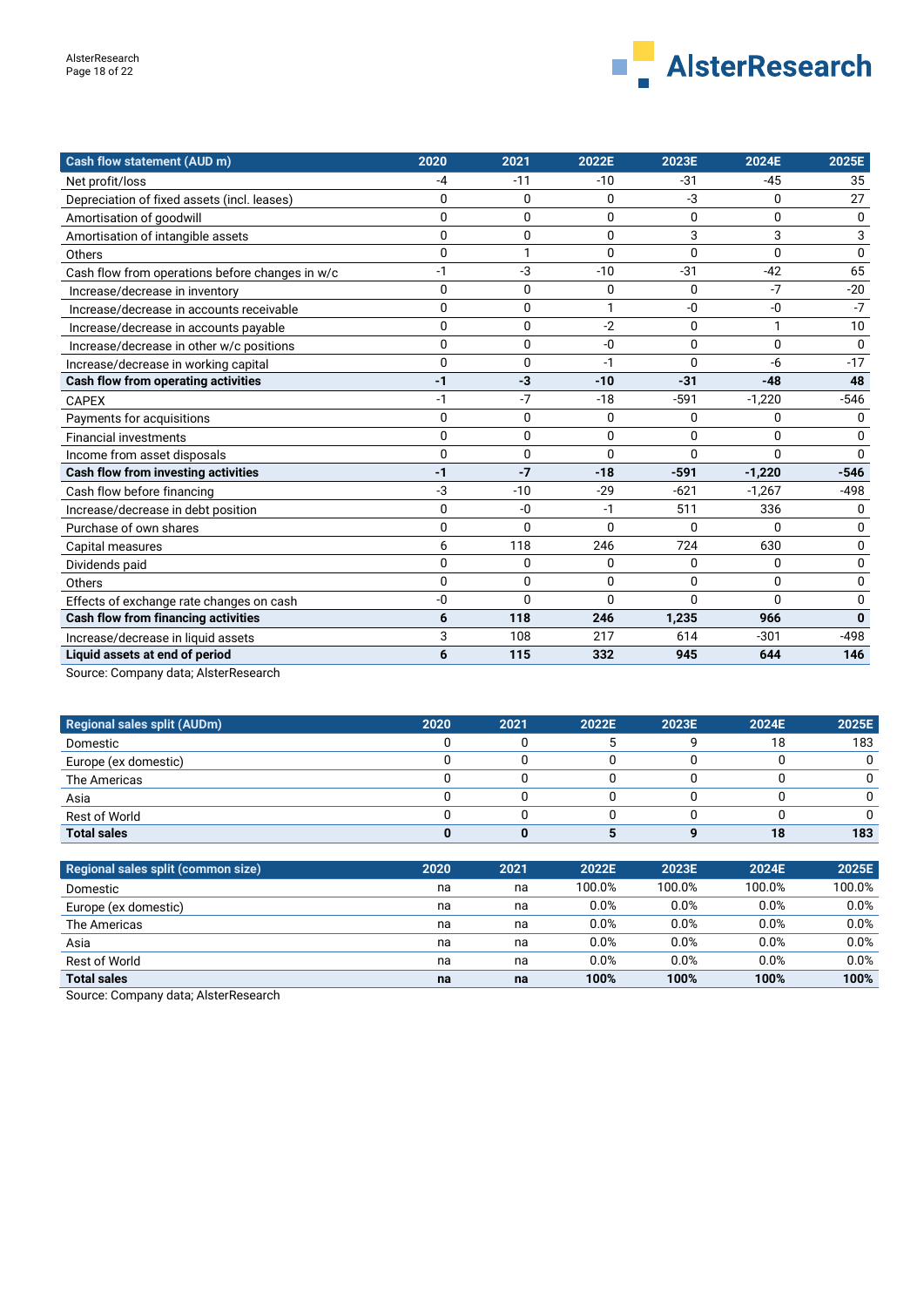| Cash flow statement (AUD m) | 2020 | 2021 | 2022E | 2023E | 2024E | 2025E |
|---|---|---|---|---|---|---|
| Net profit/loss | -4 | -11 | -10 | -31 | -45 | 35 |
| Depreciation of fixed assets (incl. leases) | 0 | 0 | 0 | -3 | 0 | 27 |
| Amortisation of goodwill | 0 | 0 | 0 | 0 | 0 | 0 |
| Amortisation of intangible assets | 0 | 0 | 0 | 3 | 3 | 3 |
| Others | 0 | 1 | 0 | 0 | 0 | 0 |
| Cash flow from operations before changes in w/c | -1 | -3 | -10 | -31 | -42 | 65 |
| Increase/decrease in inventory | 0 | 0 | 0 | 0 | -7 | -20 |
| Increase/decrease in accounts receivable | 0 | 0 | 1 | -0 | -0 | -7 |
| Increase/decrease in accounts payable | 0 | 0 | -2 | 0 | 1 | 10 |
| Increase/decrease in other w/c positions | 0 | 0 | -0 | 0 | 0 | 0 |
| Increase/decrease in working capital | 0 | 0 | -1 | 0 | -6 | -17 |
| **Cash flow from operating activities** | **-1** | **-3** | **-10** | **-31** | **-48** | **48** |
| CAPEX | -1 | -7 | -18 | -591 | -1,220 | -546 |
| Payments for acquisitions | 0 | 0 | 0 | 0 | 0 | 0 |
| Financial investments | 0 | 0 | 0 | 0 | 0 | 0 |
| Income from asset disposals | 0 | 0 | 0 | 0 | 0 | 0 |
| **Cash flow from investing activities** | **-1** | **-7** | **-18** | **-591** | **-1,220** | **-546** |
| Cash flow before financing | -3 | -10 | -29 | -621 | -1,267 | -498 |
| Increase/decrease in debt position | 0 | -0 | -1 | 511 | 336 | 0 |
| Purchase of own shares | 0 | 0 | 0 | 0 | 0 | 0 |
| Capital measures | 6 | 118 | 246 | 724 | 630 | 0 |
| Dividends paid | 0 | 0 | 0 | 0 | 0 | 0 |
| Others | 0 | 0 | 0 | 0 | 0 | 0 |
| Effects of exchange rate changes on cash | -0 | 0 | 0 | 0 | 0 | 0 |
| **Cash flow from financing activities** | **6** | **118** | **246** | **1,235** | **966** | **0** |
| Increase/decrease in liquid assets | 3 | 108 | 217 | 614 | -301 | -498 |
| **Liquid assets at end of period** | **6** | **115** | **332** | **945** | **644** | **146** |

Source: Company data; AlsterResearch

| Regional sales split (AUDm) | 2020 | 2021 | 2022E | 2023E | 2024E | 2025E |
|---|---|---|---|---|---|---|
| Domestic | 0 | 0 | 5 | 9 | 18 | 183 |
| Europe (ex domestic) | 0 | 0 | 0 | 0 | 0 | 0 |
| The Americas | 0 | 0 | 0 | 0 | 0 | 0 |
| Asia | 0 | 0 | 0 | 0 | 0 | 0 |
| Rest of World | 0 | 0 | 0 | 0 | 0 | 0 |
| **Total sales** | **0** | **0** | **5** | **9** | **18** | **183** |

| Regional sales split (common size) | 2020 | 2021 | 2022E | 2023E | 2024E | 2025E |
|---|---|---|---|---|---|---|
| Domestic | na | na | 100.0% | 100.0% | 100.0% | 100.0% |
| Europe (ex domestic) | na | na | 0.0% | 0.0% | 0.0% | 0.0% |
| The Americas | na | na | 0.0% | 0.0% | 0.0% | 0.0% |
| Asia | na | na | 0.0% | 0.0% | 0.0% | 0.0% |
| Rest of World | na | na | 0.0% | 0.0% | 0.0% | 0.0% |
| **Total sales** | **na** | **na** | **100%** | **100%** | **100%** | **100%** |

Source: Company data; AlsterResearch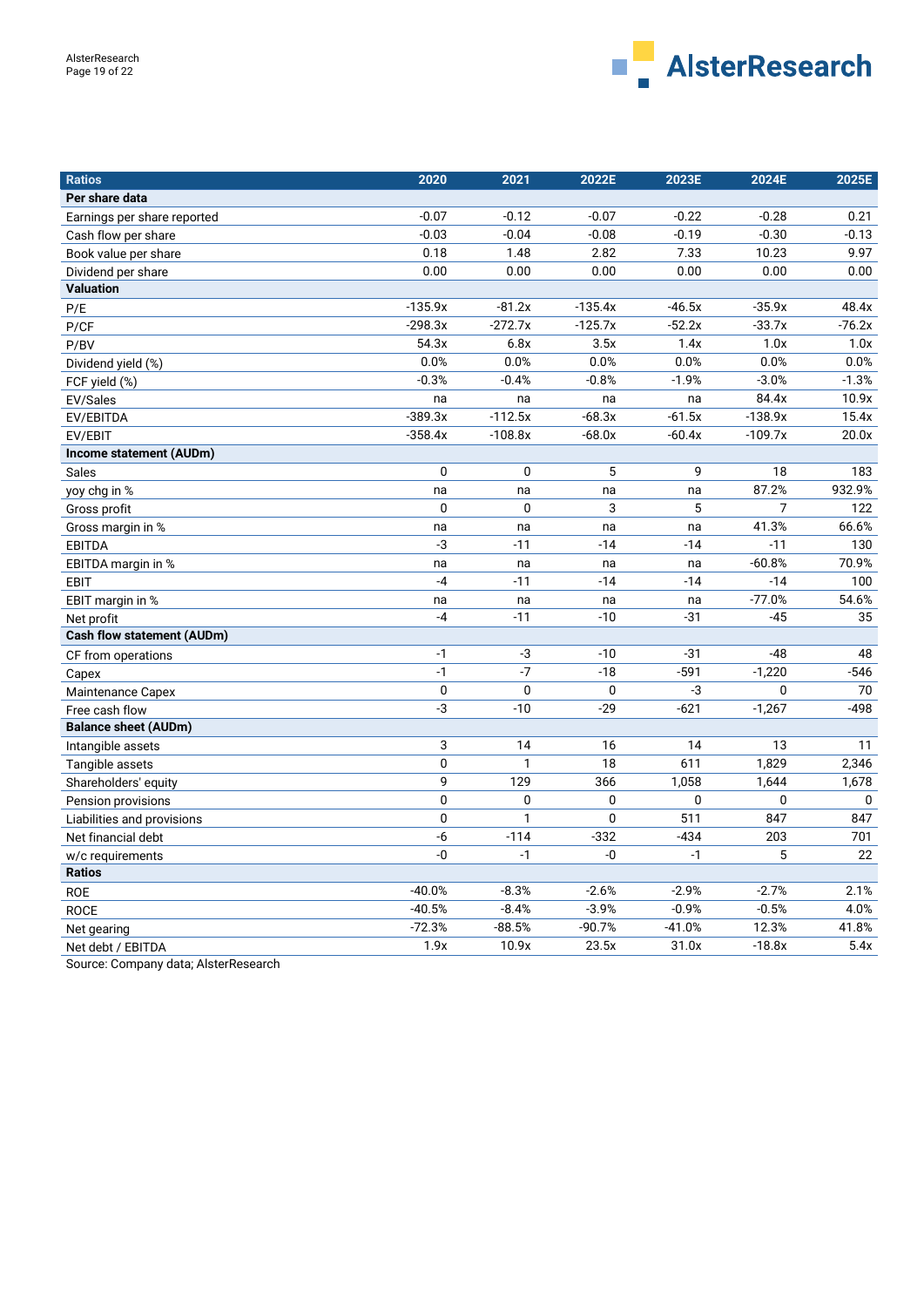| Ratios | 2020 | 2021 | 2022E | 2023E | 2024E | 2025E |
|---|---|---|---|---|---|---|
| **Per share data** | | | | | | |
| Earnings per share reported | -0.07 | -0.12 | -0.07 | -0.22 | -0.28 | 0.21 |
| Cash flow per share | -0.03 | -0.04 | -0.08 | -0.19 | -0.30 | -0.13 |
| Book value per share | 0.18 | 1.48 | 2.82 | 7.33 | 10.23 | 9.97 |
| Dividend per share | 0.00 | 0.00 | 0.00 | 0.00 | 0.00 | 0.00 |
| **Valuation** | | | | | | |
| P/E | -135.9x | -81.2x | -135.4x | -46.5x | -35.9x | 48.4x |
| P/CF | -298.3x | -272.7x | -125.7x | -52.2x | -33.7x | -76.2x |
| P/BV | 54.3x | 6.8x | 3.5x | 1.4x | 1.0x | 1.0x |
| Dividend yield (%) | 0.0% | 0.0% | 0.0% | 0.0% | 0.0% | 0.0% |
| FCF yield (%) | -0.3% | -0.4% | -0.8% | -1.9% | -3.0% | -1.3% |
| EV/Sales | na | na | na | na | 84.4x | 10.9x |
| EV/EBITDA | -389.3x | -112.5x | -68.3x | -61.5x | -138.9x | 15.4x |
| EV/EBIT | -358.4x | -108.8x | -68.0x | -60.4x | -109.7x | 20.0x |
| **Income statement (AUDm)** | | | | | | |
| Sales | 0 | 0 | 5 | 9 | 18 | 183 |
| yoy chg in % | na | na | na | na | 87.2% | 932.9% |
| Gross profit | 0 | 0 | 3 | 5 | 7 | 122 |
| Gross margin in % | na | na | na | na | 41.3% | 66.6% |
| EBITDA | -3 | -11 | -14 | -14 | -11 | 130 |
| EBITDA margin in % | na | na | na | na | -60.8% | 70.9% |
| EBIT | -4 | -11 | -14 | -14 | -14 | 100 |
| EBIT margin in % | na | na | na | na | -77.0% | 54.6% |
| Net profit | -4 | -11 | -10 | -31 | -45 | 35 |
| **Cash flow statement (AUDm)** | | | | | | |
| CF from operations | -1 | -3 | -10 | -31 | -48 | 48 |
| Capex | -1 | -7 | -18 | -591 | -1,220 | -546 |
| Maintenance Capex | 0 | 0 | 0 | -3 | 0 | 70 |
| Free cash flow | -3 | -10 | -29 | -621 | -1,267 | -498 |
| **Balance sheet (AUDm)** | | | | | | |
| Intangible assets | 3 | 14 | 16 | 14 | 13 | 11 |
| Tangible assets | 0 | 1 | 18 | 611 | 1,829 | 2,346 |
| Shareholders' equity | 9 | 129 | 366 | 1,058 | 1,644 | 1,678 |
| Pension provisions | 0 | 0 | 0 | 0 | 0 | 0 |
| Liabilities and provisions | 0 | 1 | 0 | 511 | 847 | 847 |
| Net financial debt | -6 | -114 | -332 | -434 | 203 | 701 |
| w/c requirements | -0 | -1 | -0 | -1 | 5 | 22 |
| **Ratios** | | | | | | |
| ROE | -40.0% | -8.3% | -2.6% | -2.9% | -2.7% | 2.1% |
| ROCE | -40.5% | -8.4% | -3.9% | -0.9% | -0.5% | 4.0% |
| Net gearing | -72.3% | -88.5% | -90.7% | -41.0% | 12.3% | 41.8% |
| Net debt / EBITDA | 1.9x | 10.9x | 23.5x | 31.0x | -18.8x | 5.4x |

Source: Company data; AlsterResearch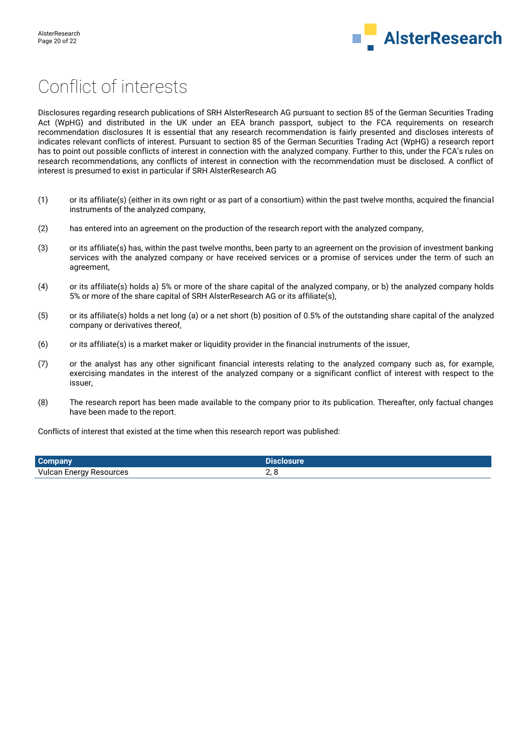# Conflict of interests

Disclosures regarding research publications of SRH AlsterResearch AG pursuant to section 85 of the German Securities Trading Act (WpHG) and distributed in the UK under an EEA branch passport, subject to the FCA requirements on research recommendation disclosures It is essential that any research recommendation is fairly presented and discloses interests of indicates relevant conflicts of interest. Pursuant to section 85 of the German Securities Trading Act (WpHG) a research report has to point out possible conflicts of interest in connection with the analyzed company. Further to this, under the FCA's rules on research recommendations, any conflicts of interest in connection with the recommendation must be disclosed. A conflict of interest is presumed to exist in particular if SRH AlsterResearch AG

(1) or its affiliate(s) (either in its own right or as part of a consortium) within the past twelve months, acquired the financial instruments of the analyzed company,

(2) has entered into an agreement on the production of the research report with the analyzed company,

(3) or its affiliate(s) has, within the past twelve months, been party to an agreement on the provision of investment banking services with the analyzed company or have received services or a promise of services under the term of such an agreement,

(4) or its affiliate(s) holds a) 5% or more of the share capital of the analyzed company, or b) the analyzed company holds 5% or more of the share capital of SRH AlsterResearch AG or its affiliate(s),

(5) or its affiliate(s) holds a net long (a) or a net short (b) position of 0.5% of the outstanding share capital of the analyzed company or derivatives thereof,

(6) or its affiliate(s) is a market maker or liquidity provider in the financial instruments of the issuer,

(7) or the analyst has any other significant financial interests relating to the analyzed company such as, for example, exercising mandates in the interest of the analyzed company or a significant conflict of interest with respect to the issuer,

(8) The research report has been made available to the company prior to its publication. Thereafter, only factual changes have been made to the report.

Conflicts of interest that existed at the time when this research report was published:

| Company | Disclosure |
|---|---|
| Vulcan Energy Resources | 2, 8 |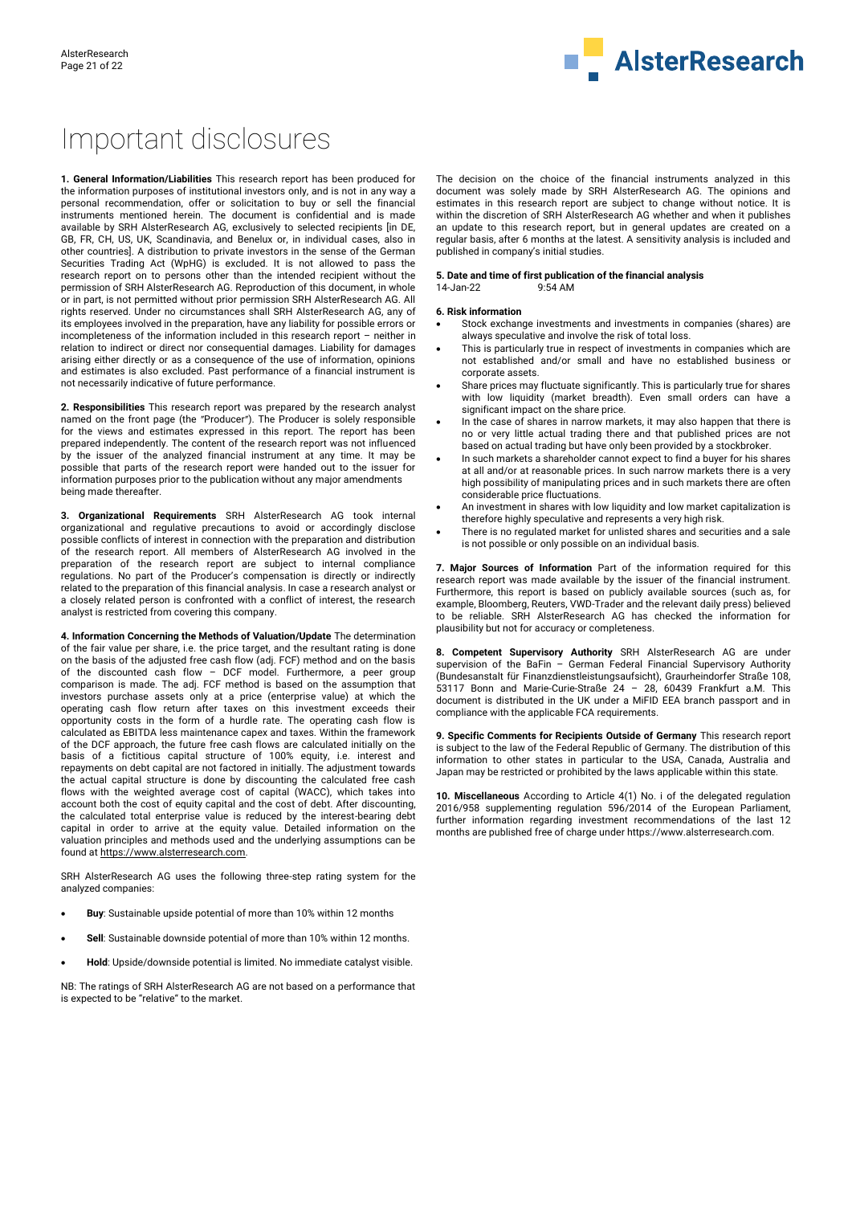# Important disclosures

**1. General Information/Liabilities** This research report has been produced for the information purposes of institutional investors only, and is not in any way a personal recommendation, offer or solicitation to buy or sell the financial instruments mentioned herein. The document is confidential and is made available by SRH AlsterResearch AG, exclusively to selected recipients [in DE, GB, FR, CH, US, UK, Scandinavia, and Benelux or, in individual cases, also in other countries]. A distribution to private investors in the sense of the German Securities Trading Act (WpHG) is excluded. It is not allowed to pass the research report on to persons other than the intended recipient without the permission of SRH AlsterResearch AG. Reproduction of this document, in whole or in part, is not permitted without prior permission SRH AlsterResearch AG. All rights reserved. Under no circumstances shall SRH AlsterResearch AG, any of its employees involved in the preparation, have any liability for possible errors or incompleteness of the information included in this research report – neither in relation to indirect or direct nor consequential damages. Liability for damages arising either directly or as a consequence of the use of information, opinions and estimates is also excluded. Past performance of a financial instrument is not necessarily indicative of future performance.

**2. Responsibilities** This research report was prepared by the research analyst named on the front page (the "Producer"). The Producer is solely responsible for the views and estimates expressed in this report. The report has been prepared independently. The content of the research report was not influenced by the issuer of the analyzed financial instrument at any time. It may be possible that parts of the research report were handed out to the issuer for information purposes prior to the publication without any major amendments being made thereafter.

**3. Organizational Requirements** SRH AlsterResearch AG took internal organizational and regulative precautions to avoid or accordingly disclose possible conflicts of interest in connection with the preparation and distribution of the research report. All members of AlsterResearch AG involved in the preparation of the research report are subject to internal compliance regulations. No part of the Producer's compensation is directly or indirectly related to the preparation of this financial analysis. In case a research analyst or a closely related person is confronted with a conflict of interest, the research analyst is restricted from covering this company.

**4. Information Concerning the Methods of Valuation/Update** The determination of the fair value per share, i.e. the price target, and the resultant rating is done on the basis of the adjusted free cash flow (adj. FCF) method and on the basis of the discounted cash flow – DCF model. Furthermore, a peer group comparison is made. The adj. FCF method is based on the assumption that investors purchase assets only at a price (enterprise value) at which the operating cash flow return after taxes on this investment exceeds their opportunity costs in the form of a hurdle rate. The operating cash flow is calculated as EBITDA less maintenance capex and taxes. Within the framework of the DCF approach, the future free cash flows are calculated initially on the basis of a fictitious capital structure of 100% equity, i.e. interest and repayments on debt capital are not factored in initially. The adjustment towards the actual capital structure is done by discounting the calculated free cash flows with the weighted average cost of capital (WACC), which takes into account both the cost of equity capital and the cost of debt. After discounting, the calculated total enterprise value is reduced by the interest-bearing debt capital in order to arrive at the equity value. Detailed information on the valuation principles and methods used and the underlying assumptions can be found at https://www.alsterresearch.com.

SRH AlsterResearch AG uses the following three-step rating system for the analyzed companies:

- **Buy**: Sustainable upside potential of more than 10% within 12 months
- **Sell**: Sustainable downside potential of more than 10% within 12 months.
- **Hold**: Upside/downside potential is limited. No immediate catalyst visible.

NB: The ratings of SRH AlsterResearch AG are not based on a performance that is expected to be "relative" to the market.

The decision on the choice of the financial instruments analyzed in this document was solely made by SRH AlsterResearch AG. The opinions and estimates in this research report are subject to change without notice. It is within the discretion of SRH AlsterResearch AG whether and when it publishes an update to this research report, but in general updates are created on a regular basis, after 6 months at the latest. A sensitivity analysis is included and published in company's initial studies.

**5. Date and time of first publication of the financial analysis**
14-Jan-22 9:54 AM

**6. Risk information**

- Stock exchange investments and investments in companies (shares) are always speculative and involve the risk of total loss.
- This is particularly true in respect of investments in companies which are not established and/or small and have no established business or corporate assets.
- Share prices may fluctuate significantly. This is particularly true for shares with low liquidity (market breadth). Even small orders can have a significant impact on the share price.
- In the case of shares in narrow markets, it may also happen that there is no or very little actual trading there and that published prices are not based on actual trading but have only been provided by a stockbroker.
- In such markets a shareholder cannot expect to find a buyer for his shares at all and/or at reasonable prices. In such narrow markets there is a very high possibility of manipulating prices and in such markets there are often considerable price fluctuations.
- An investment in shares with low liquidity and low market capitalization is therefore highly speculative and represents a very high risk.
- There is no regulated market for unlisted shares and securities and a sale is not possible or only possible on an individual basis.

**7. Major Sources of Information** Part of the information required for this research report was made available by the issuer of the financial instrument. Furthermore, this report is based on publicly available sources (such as, for example, Bloomberg, Reuters, VWD-Trader and the relevant daily press) believed to be reliable. SRH AlsterResearch AG has checked the information for plausibility but not for accuracy or completeness.

**8. Competent Supervisory Authority** SRH AlsterResearch AG are under supervision of the BaFin – German Federal Financial Supervisory Authority (Bundesanstalt für Finanzdienstleistungsaufsicht), Graurheindorfer Straße 108, 53117 Bonn and Marie-Curie-Straße 24 – 28, 60439 Frankfurt a.M. This document is distributed in the UK under a MiFID EEA branch passport and in compliance with the applicable FCA requirements.

**9. Specific Comments for Recipients Outside of Germany** This research report is subject to the law of the Federal Republic of Germany. The distribution of this information to other states in particular to the USA, Canada, Australia and Japan may be restricted or prohibited by the laws applicable within this state.

**10. Miscellaneous** According to Article 4(1) No. i of the delegated regulation 2016/958 supplementing regulation 596/2014 of the European Parliament, further information regarding investment recommendations of the last 12 months are published free of charge under https://www.alsterresearch.com.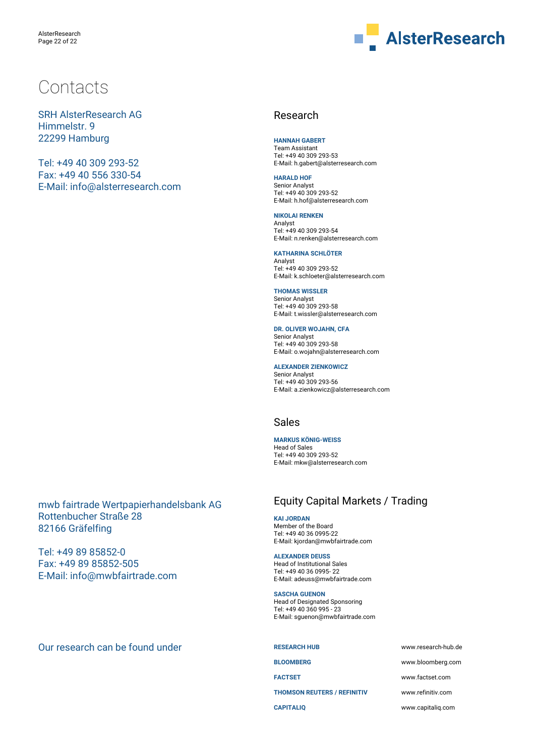# Contacts

SRH AlsterResearch AG
Himmelstr. 9
22299 Hamburg

Tel: +49 40 309 293-52
Fax: +49 40 556 330-54
E-Mail: info@alsterresearch.com

## Research

**HANNAH GABERT**
Team Assistant
Tel: +49 40 309 293-53
E-Mail: h.gabert@alsterresearch.com

**HARALD HOF**
Senior Analyst
Tel: +49 40 309 293-52
E-Mail: h.hof@alsterresearch.com

**NIKOLAI RENKEN**
Analyst
Tel: +49 40 309 293-54
E-Mail: n.renken@alsterresearch.com

**KATHARINA SCHLÖTER**
Analyst
Tel: +49 40 309 293-52
E-Mail: k.schloeter@alsterresearch.com

**THOMAS WISSLER**
Senior Analyst
Tel: +49 40 309 293-58
E-Mail: t.wissler@alsterresearch.com

**DR. OLIVER WOJAHN, CFA**
Senior Analyst
Tel: +49 40 309 293-58
E-Mail: o.wojahn@alsterresearch.com

**ALEXANDER ZIENKOWICZ**
Senior Analyst
Tel: +49 40 309 293-56
E-Mail: a.zienkowicz@alsterresearch.com

## Sales

**MARKUS KÖNIG-WEISS**
Head of Sales
Tel: +49 40 309 293-52
E-Mail: mkw@alsterresearch.com

mwb fairtrade Wertpapierhandelsbank AG
Rottenbucher Straße 28
82166 Gräfelfing

Tel: +49 89 85852-0
Fax: +49 89 85852-505
E-Mail: info@mwbfairtrade.com

## Equity Capital Markets / Trading

**KAI JORDAN**
Member of the Board
Tel: +49 40 36 0995-22
E-Mail: kjordan@mwbfairtrade.com

**ALEXANDER DEUSS**
Head of Institutional Sales
Tel: +49 40 36 0995- 22
E-Mail: adeuss@mwbfairtrade.com

**SASCHA GUENON**
Head of Designated Sponsoring
Tel: +49 40 360 995 - 23
E-Mail: sguenon@mwbfairtrade.com

Our research can be found under

| | |
|---|---|
| **RESEARCH HUB** | www.research-hub.de |
| **BLOOMBERG** | www.bloomberg.com |
| **FACTSET** | www.factset.com |
| **THOMSON REUTERS / REFINITIV** | www.refinitiv.com |
| **CAPITALIQ** | www.capitaliq.com |